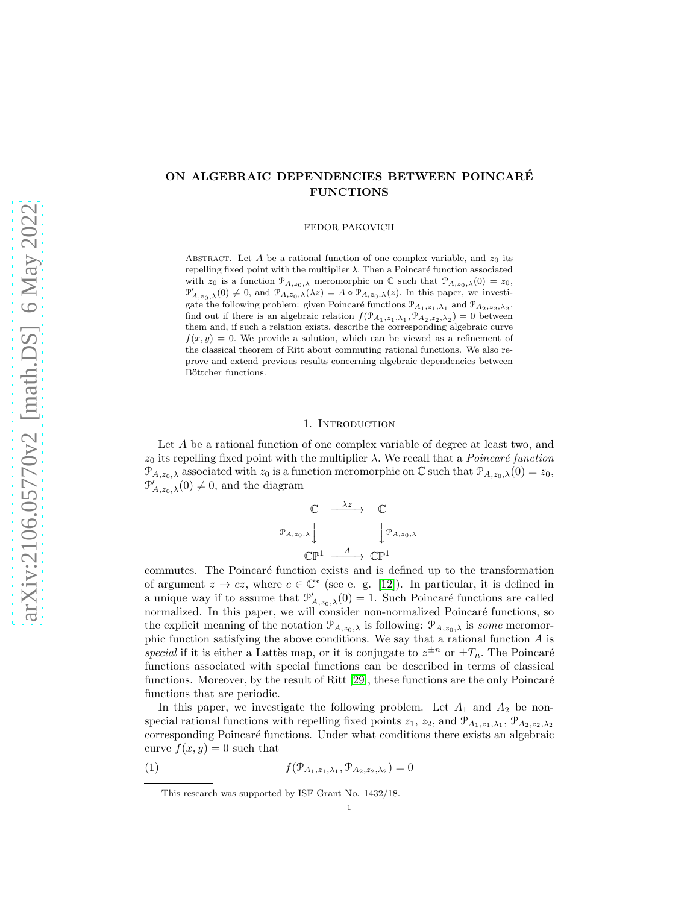# ON ALGEBRAIC DEPENDENCIES BETWEEN POINCARÉ FUNCTIONS

FEDOR PAKOVICH

Abstract. Let $A$ be a rational function of one complex variable, and $z_0$ its repelling fixed point with the multiplier $\lambda$. Then a Poincaré function associated with $z_0$ is a function $\mathcal{P}_{A,z_0,\lambda}$ meromorphic on $\mathbb{C}$ such that $\mathcal{P}_{A,z_0,\lambda}(0) = z_0$, $\mathcal{P}'_{A,z_0,\lambda}(0) \neq 0$, and $\mathcal{P}_{A,z_0,\lambda}(\lambda z) = A \circ \mathcal{P}_{A,z_0,\lambda}(z)$. In this paper, we investigate the following problem: given Poincaré functions $\mathcal{P}_{A_1,z_1,\lambda_1}$ and $\mathcal{P}_{A_2,z_2,\lambda_2}$, find out if there is an algebraic relation $f(\mathcal{P}_{A_1,z_1,\lambda_1}, \mathcal{P}_{A_2,z_2,\lambda_2}) = 0$ between them and, if such a relation exists, describe the corresponding algebraic curve $f(x, y) = 0$. We provide a solution, which can be viewed as a refinement of the classical theorem of Ritt about commuting rational functions. We also reprove and extend previous results concerning algebraic dependencies between Böttcher functions.

## 1. Introduction

Let $A$ be a rational function of one complex variable of degree at least two, and $z_0$ its repelling fixed point with the multiplier $\lambda$. We recall that a *Poincaré function* $\mathcal{P}_{A,z_0,\lambda}$ associated with $z_0$ is a function meromorphic on $\mathbb{C}$ such that $\mathcal{P}_{A,z_0,\lambda}(0) = z_0$, $\mathcal{P}'_{A,z_0,\lambda}(0) \neq 0$, and the diagram

$$
\begin{array}{ccc}
\mathbb{C} & \xrightarrow{\lambda z} & \mathbb{C} \\
\Big\downarrow {\scriptstyle \mathcal{P}_{A,z_0,\lambda}} & & \Big\downarrow {\scriptstyle \mathcal{P}_{A,z_0,\lambda}} \\
\mathbb{CP}^1 & \xrightarrow{A} & \mathbb{CP}^1
\end{array}
$$

commutes. The Poincaré function exists and is defined up to the transformation of argument $z \to cz$, where $c \in \mathbb{C}^*$ (see e. g. [12]). In particular, it is defined in a unique way if to assume that $\mathcal{P}'_{A,z_0,\lambda}(0) = 1$. Such Poincaré functions are called normalized. In this paper, we will consider non-normalized Poincaré functions, so the explicit meaning of the notation $\mathcal{P}_{A,z_0,\lambda}$ is following: $\mathcal{P}_{A,z_0,\lambda}$ is *some* meromorphic function satisfying the above conditions. We say that a rational function $A$ is *special* if it is either a Lattès map, or it is conjugate to $z^{\pm n}$ or $\pm T_n$. The Poincaré functions associated with special functions can be described in terms of classical functions. Moreover, by the result of Ritt [29], these functions are the only Poincaré functions that are periodic.

In this paper, we investigate the following problem. Let $A_1$ and $A_2$ be non-special rational functions with repelling fixed points $z_1$, $z_2$, and $\mathcal{P}_{A_1,z_1,\lambda_1}$, $\mathcal{P}_{A_2,z_2,\lambda_2}$ corresponding Poincaré functions. Under what conditions there exists an algebraic curve $f(x, y) = 0$ such that

$$
(1) \qquad f(\mathcal{P}_{A_1,z_1,\lambda_1}, \mathcal{P}_{A_2,z_2,\lambda_2}) = 0
$$

This research was supported by ISF Grant No. 1432/18.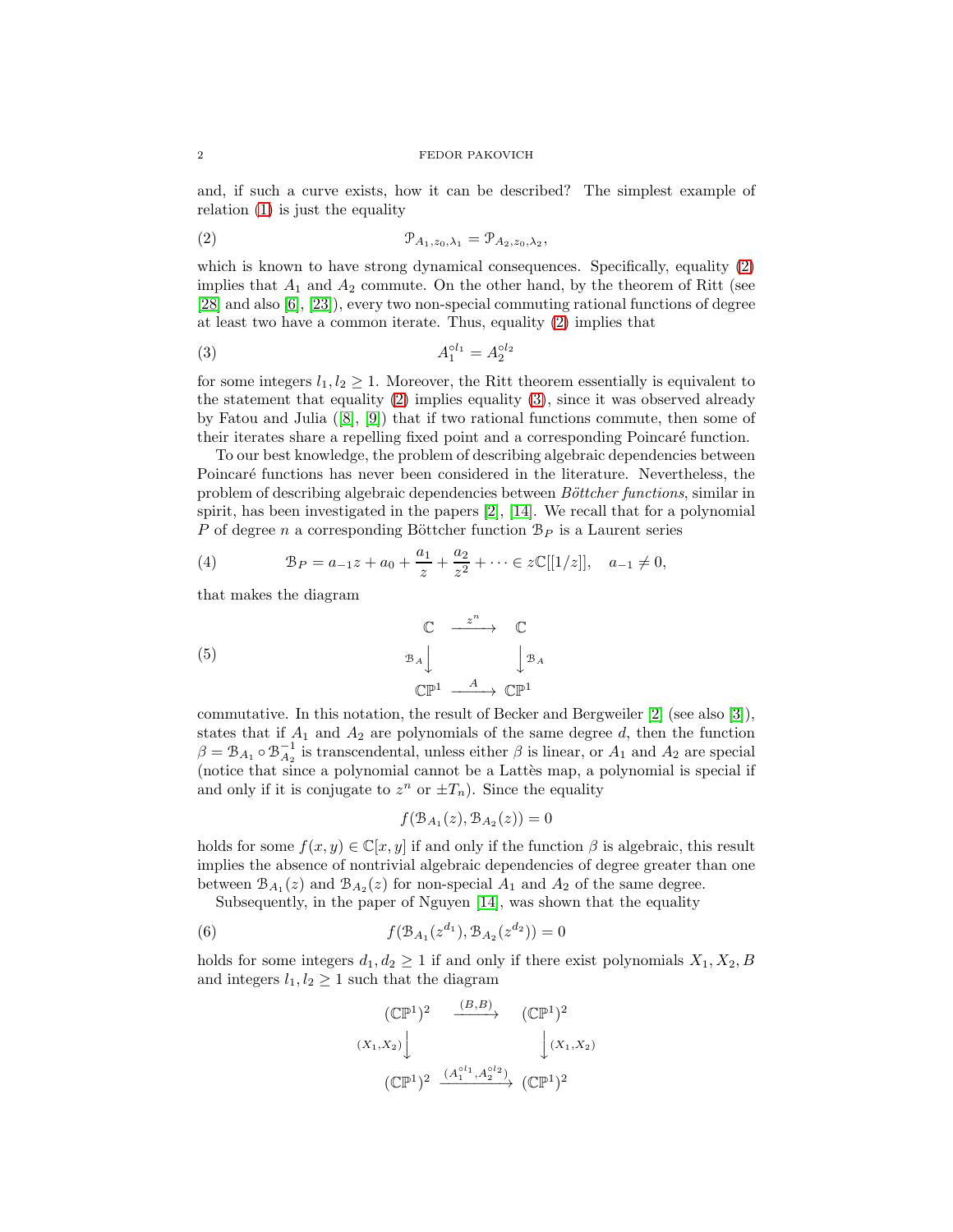and, if such a curve exists, how it can be described? The simplest example of relation (1) is just the equality

$$\mathcal{P}_{A_1,z_0,\lambda_1} = \mathcal{P}_{A_2,z_0,\lambda_2}, \tag{2}$$

which is known to have strong dynamical consequences. Specifically, equality (2) implies that $A_1$ and $A_2$ commute. On the other hand, by the theorem of Ritt (see [28] and also [6], [23]), every two non-special commuting rational functions of degree at least two have a common iterate. Thus, equality (2) implies that

$$A_1^{\circ l_1} = A_2^{\circ l_2} \tag{3}$$

for some integers $l_1, l_2 \geq 1$. Moreover, the Ritt theorem essentially is equivalent to the statement that equality (2) implies equality (3), since it was observed already by Fatou and Julia ([8], [9]) that if two rational functions commute, then some of their iterates share a repelling fixed point and a corresponding Poincaré function.

To our best knowledge, the problem of describing algebraic dependencies between Poincaré functions has never been considered in the literature. Nevertheless, the problem of describing algebraic dependencies between *Böttcher functions*, similar in spirit, has been investigated in the papers [2], [14]. We recall that for a polynomial $P$ of degree $n$ a corresponding Böttcher function $\mathcal{B}_P$ is a Laurent series

$$\mathcal{B}_P = a_{-1}z + a_0 + \frac{a_1}{z} + \frac{a_2}{z^2} + \cdots \in z\mathbb{C}[[1/z]], \quad a_{-1} \neq 0, \tag{4}$$

that makes the diagram

$$\begin{array}{ccc} \mathbb{C} & \xrightarrow{\ z^n\ } & \mathbb{C} \\ {\scriptstyle \mathcal{B}_A}\downarrow & & \downarrow{\scriptstyle \mathcal{B}_A} \\ \mathbb{CP}^1 & \xrightarrow{\ A\ } & \mathbb{CP}^1 \end{array} \tag{5}$$

commutative. In this notation, the result of Becker and Bergweiler [2] (see also [3]), states that if $A_1$ and $A_2$ are polynomials of the same degree $d$, then the function $\beta = \mathcal{B}_{A_1} \circ \mathcal{B}_{A_2}^{-1}$ is transcendental, unless either $\beta$ is linear, or $A_1$ and $A_2$ are special (notice that since a polynomial cannot be a Lattès map, a polynomial is special if and only if it is conjugate to $z^n$ or $\pm T_n$). Since the equality

$$f(\mathcal{B}_{A_1}(z), \mathcal{B}_{A_2}(z)) = 0$$

holds for some $f(x,y) \in \mathbb{C}[x,y]$ if and only if the function $\beta$ is algebraic, this result implies the absence of nontrivial algebraic dependencies of degree greater than one between $\mathcal{B}_{A_1}(z)$ and $\mathcal{B}_{A_2}(z)$ for non-special $A_1$ and $A_2$ of the same degree.

Subsequently, in the paper of Nguyen [14], was shown that the equality

$$f(\mathcal{B}_{A_1}(z^{d_1}), \mathcal{B}_{A_2}(z^{d_2})) = 0 \tag{6}$$

holds for some integers $d_1, d_2 \geq 1$ if and only if there exist polynomials $X_1, X_2, B$ and integers $l_1, l_2 \geq 1$ such that the diagram

$$\begin{array}{ccc} (\mathbb{CP}^1)^2 & \xrightarrow{\ (B,B)\ } & (\mathbb{CP}^1)^2 \\ {\scriptstyle (X_1,X_2)}\downarrow & & \downarrow{\scriptstyle (X_1,X_2)} \\ (\mathbb{CP}^1)^2 & \xrightarrow{\ (A_1^{\circ l_1}, A_2^{\circ l_2})\ } & (\mathbb{CP}^1)^2 \end{array}$$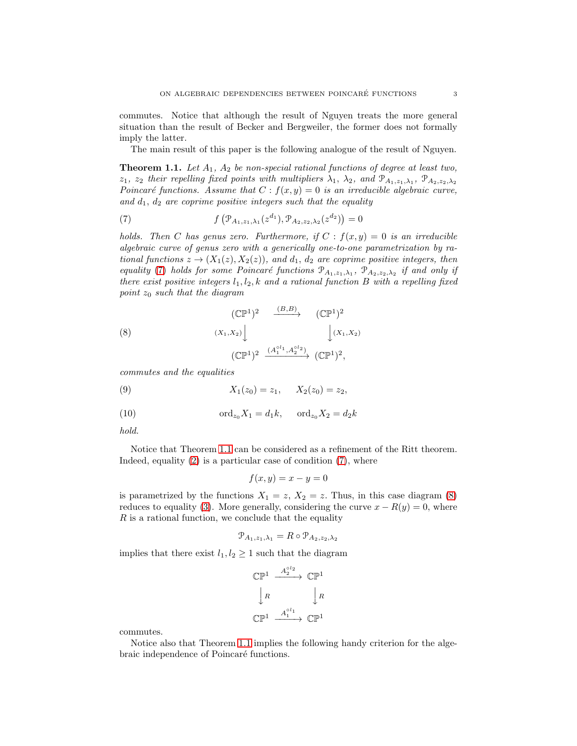commutes. Notice that although the result of Nguyen treats the more general situation than the result of Becker and Bergweiler, the former does not formally imply the latter.

The main result of this paper is the following analogue of the result of Nguyen.

**Theorem 1.1.** *Let $A_1$, $A_2$ be non-special rational functions of degree at least two, $z_1$, $z_2$ their repelling fixed points with multipliers $\lambda_1$, $\lambda_2$, and $\mathcal{P}_{A_1,z_1,\lambda_1}$, $\mathcal{P}_{A_2,z_2,\lambda_2}$ Poincaré functions. Assume that $C : f(x,y) = 0$ is an irreducible algebraic curve, and $d_1$, $d_2$ are coprime positive integers such that the equality*

$$f\left(\mathcal{P}_{A_1,z_1,\lambda_1}(z^{d_1}), \mathcal{P}_{A_2,z_2,\lambda_2}(z^{d_2})\right) = 0 \tag{7}$$

*holds. Then $C$ has genus zero. Furthermore, if $C : f(x,y) = 0$ is an irreducible algebraic curve of genus zero with a generically one-to-one parametrization by rational functions $z \to (X_1(z), X_2(z))$, and $d_1$, $d_2$ are coprime positive integers, then equality (7) holds for some Poincaré functions $\mathcal{P}_{A_1,z_1,\lambda_1}$, $\mathcal{P}_{A_2,z_2,\lambda_2}$ if and only if there exist positive integers $l_1, l_2, k$ and a rational function $B$ with a repelling fixed point $z_0$ such that the diagram*

$$\begin{array}{ccc} (\mathbb{CP}^1)^2 & \xrightarrow{(B,B)} & (\mathbb{CP}^1)^2 \\ {\scriptstyle (X_1,X_2)}\downarrow & & \downarrow{\scriptstyle (X_1,X_2)} \\ (\mathbb{CP}^1)^2 & \xrightarrow{(A_1^{\circ l_1}, A_2^{\circ l_2})} & (\mathbb{CP}^1)^2, \end{array} \tag{8}$$

*commutes and the equalities*

$$X_1(z_0) = z_1, \qquad X_2(z_0) = z_2, \tag{9}$$

$$\operatorname{ord}_{z_0} X_1 = d_1 k, \qquad \operatorname{ord}_{z_0} X_2 = d_2 k \tag{10}$$

*hold.*

Notice that Theorem 1.1 can be considered as a refinement of the Ritt theorem. Indeed, equality (2) is a particular case of condition (7), where

$$f(x,y) = x - y = 0$$

is parametrized by the functions $X_1 = z$, $X_2 = z$. Thus, in this case diagram (8) reduces to equality (3). More generally, considering the curve $x - R(y) = 0$, where $R$ is a rational function, we conclude that the equality

$$\mathcal{P}_{A_1,z_1,\lambda_1} = R \circ \mathcal{P}_{A_2,z_2,\lambda_2}$$

implies that there exist $l_1, l_2 \geq 1$ such that the diagram

$$\begin{array}{ccc} \mathbb{CP}^1 & \xrightarrow{A_2^{\circ l_2}} & \mathbb{CP}^1 \\ \downarrow{\scriptstyle R} & & \downarrow{\scriptstyle R} \\ \mathbb{CP}^1 & \xrightarrow{A_1^{\circ l_1}} & \mathbb{CP}^1 \end{array}$$

commutes.

Notice also that Theorem 1.1 implies the following handy criterion for the algebraic independence of Poincaré functions.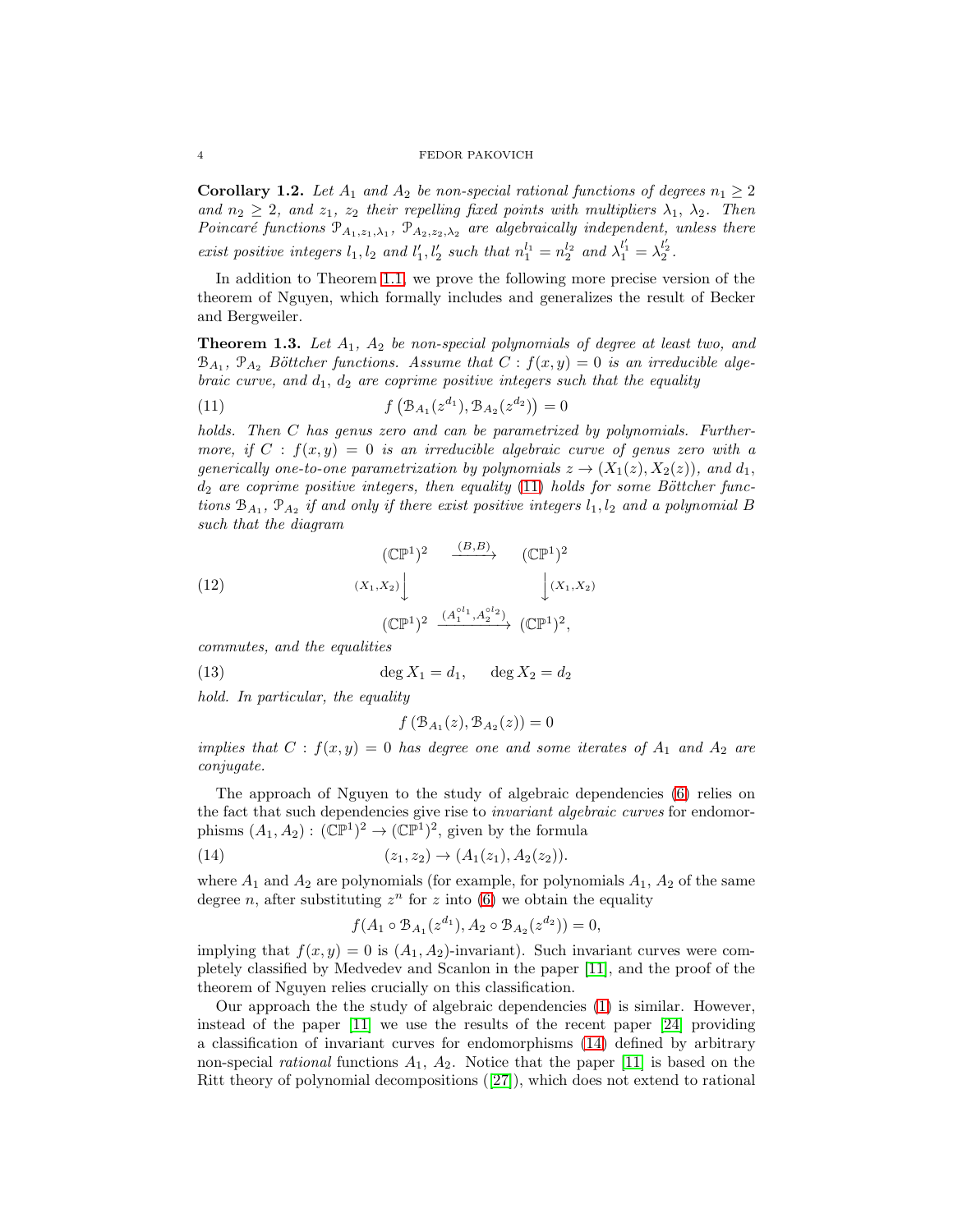**Corollary 1.2.** *Let $A_1$ and $A_2$ be non-special rational functions of degrees $n_1 \geq 2$ and $n_2 \geq 2$, and $z_1$, $z_2$ their repelling fixed points with multipliers $\lambda_1$, $\lambda_2$. Then Poincaré functions $\mathcal{P}_{A_1,z_1,\lambda_1}$, $\mathcal{P}_{A_2,z_2,\lambda_2}$ are algebraically independent, unless there exist positive integers $l_1, l_2$ and $l_1', l_2'$ such that $n_1^{l_1} = n_2^{l_2}$ and $\lambda_1^{l_1'} = \lambda_2^{l_2'}$.*

In addition to Theorem 1.1, we prove the following more precise version of the theorem of Nguyen, which formally includes and generalizes the result of Becker and Bergweiler.

**Theorem 1.3.** *Let $A_1$, $A_2$ be non-special polynomials of degree at least two, and $\mathcal{B}_{A_1}$, $\mathcal{P}_{A_2}$ Böttcher functions. Assume that $C : f(x,y) = 0$ is an irreducible algebraic curve, and $d_1$, $d_2$ are coprime positive integers such that the equality*

$$f\left(\mathcal{B}_{A_1}(z^{d_1}), \mathcal{B}_{A_2}(z^{d_2})\right) = 0 \tag{11}$$

*holds. Then $C$ has genus zero and can be parametrized by polynomials. Furthermore, if $C : f(x,y) = 0$ is an irreducible algebraic curve of genus zero with a generically one-to-one parametrization by polynomials $z \to (X_1(z), X_2(z))$, and $d_1$, $d_2$ are coprime positive integers, then equality (11) holds for some Böttcher functions $\mathcal{B}_{A_1}$, $\mathcal{P}_{A_2}$ if and only if there exist positive integers $l_1, l_2$ and a polynomial $B$ such that the diagram*

$$\begin{array}{ccc} (\mathbb{CP}^1)^2 & \xrightarrow{(B,B)} & (\mathbb{CP}^1)^2 \\ {\scriptstyle (X_1,X_2)}\big\downarrow & & \big\downarrow{\scriptstyle (X_1,X_2)} \\ (\mathbb{CP}^1)^2 & \xrightarrow{(A_1^{\circ l_1}, A_2^{\circ l_2})} & (\mathbb{CP}^1)^2, \end{array} \tag{12}$$

*commutes, and the equalities*

$$\deg X_1 = d_1, \qquad \deg X_2 = d_2 \tag{13}$$

*hold. In particular, the equality*

$$f\left(\mathcal{B}_{A_1}(z), \mathcal{B}_{A_2}(z)\right) = 0$$

*implies that $C : f(x,y) = 0$ has degree one and some iterates of $A_1$ and $A_2$ are conjugate.*

The approach of Nguyen to the study of algebraic dependencies (6) relies on the fact that such dependencies give rise to *invariant algebraic curves* for endomorphisms $(A_1, A_2) : (\mathbb{CP}^1)^2 \to (\mathbb{CP}^1)^2$, given by the formula

$$(z_1, z_2) \to (A_1(z_1), A_2(z_2)). \tag{14}$$

where $A_1$ and $A_2$ are polynomials (for example, for polynomials $A_1$, $A_2$ of the same degree $n$, after substituting $z^n$ for $z$ into (6) we obtain the equality

$$f(A_1 \circ \mathcal{B}_{A_1}(z^{d_1}), A_2 \circ \mathcal{B}_{A_2}(z^{d_2})) = 0,$$

implying that $f(x,y) = 0$ is $(A_1, A_2)$-invariant). Such invariant curves were completely classified by Medvedev and Scanlon in the paper [11], and the proof of the theorem of Nguyen relies crucially on this classification.

Our approach the the study of algebraic dependencies (1) is similar. However, instead of the paper [11] we use the results of the recent paper [24] providing a classification of invariant curves for endomorphisms (14) defined by arbitrary non-special *rational* functions $A_1$, $A_2$. Notice that the paper [11] is based on the Ritt theory of polynomial decompositions ([27]), which does not extend to rational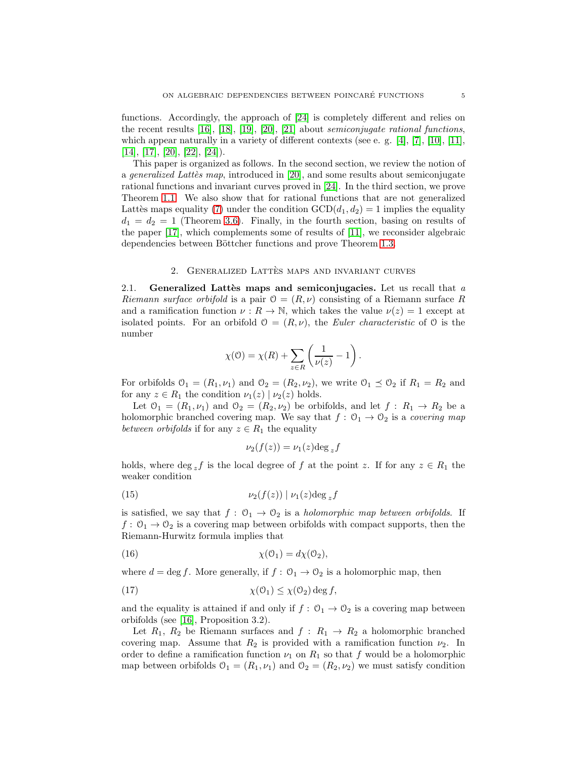functions. Accordingly, the approach of [24] is completely different and relies on the recent results [16], [18], [19], [20], [21] about *semiconjugate rational functions*, which appear naturally in a variety of different contexts (see e. g. [4], [7], [10], [11], [14], [17], [20], [22], [24]).

This paper is organized as follows. In the second section, we review the notion of a *generalized Lattès map*, introduced in [20], and some results about semiconjugate rational functions and invariant curves proved in [24]. In the third section, we prove Theorem 1.1. We also show that for rational functions that are not generalized Lattès maps equality (7) under the condition $\mathrm{GCD}(d_1, d_2) = 1$ implies the equality $d_1 = d_2 = 1$ (Theorem 3.6). Finally, in the fourth section, basing on results of the paper [17], which complements some of results of [11], we reconsider algebraic dependencies between Böttcher functions and prove Theorem 1.3.

## 2. Generalized Lattès maps and invariant curves

2.1. **Generalized Lattès maps and semiconjugacies.** Let us recall that *a Riemann surface orbifold* is a pair $\mathcal{O} = (R, \nu)$ consisting of a Riemann surface $R$ and a ramification function $\nu : R \to \mathbb{N}$, which takes the value $\nu(z) = 1$ except at isolated points. For an orbifold $\mathcal{O} = (R, \nu)$, the *Euler characteristic* of $\mathcal{O}$ is the number

$$\chi(\mathcal{O}) = \chi(R) + \sum_{z \in R} \left( \frac{1}{\nu(z)} - 1 \right).$$

For orbifolds $\mathcal{O}_1 = (R_1, \nu_1)$ and $\mathcal{O}_2 = (R_2, \nu_2)$, we write $\mathcal{O}_1 \preceq \mathcal{O}_2$ if $R_1 = R_2$ and for any $z \in R_1$ the condition $\nu_1(z) \mid \nu_2(z)$ holds.

Let $\mathcal{O}_1 = (R_1, \nu_1)$ and $\mathcal{O}_2 = (R_2, \nu_2)$ be orbifolds, and let $f : R_1 \to R_2$ be a holomorphic branched covering map. We say that $f : \mathcal{O}_1 \to \mathcal{O}_2$ is a *covering map between orbifolds* if for any $z \in R_1$ the equality

$$\nu_2(f(z)) = \nu_1(z) \deg_z f$$

holds, where $\deg_z f$ is the local degree of $f$ at the point $z$. If for any $z \in R_1$ the weaker condition

$$\nu_2(f(z)) \mid \nu_1(z) \deg_z f \tag{15}$$

is satisfied, we say that $f : \mathcal{O}_1 \to \mathcal{O}_2$ is a *holomorphic map between orbifolds*. If $f : \mathcal{O}_1 \to \mathcal{O}_2$ is a covering map between orbifolds with compact supports, then the Riemann-Hurwitz formula implies that

$$\chi(\mathcal{O}_1) = d\chi(\mathcal{O}_2), \tag{16}$$

where $d = \deg f$. More generally, if $f : \mathcal{O}_1 \to \mathcal{O}_2$ is a holomorphic map, then

$$\chi(\mathcal{O}_1) \leq \chi(\mathcal{O}_2) \deg f, \tag{17}$$

and the equality is attained if and only if $f : \mathcal{O}_1 \to \mathcal{O}_2$ is a covering map between orbifolds (see [16], Proposition 3.2).

Let $R_1$, $R_2$ be Riemann surfaces and $f : R_1 \to R_2$ a holomorphic branched covering map. Assume that $R_2$ is provided with a ramification function $\nu_2$. In order to define a ramification function $\nu_1$ on $R_1$ so that $f$ would be a holomorphic map between orbifolds $\mathcal{O}_1 = (R_1, \nu_1)$ and $\mathcal{O}_2 = (R_2, \nu_2)$ we must satisfy condition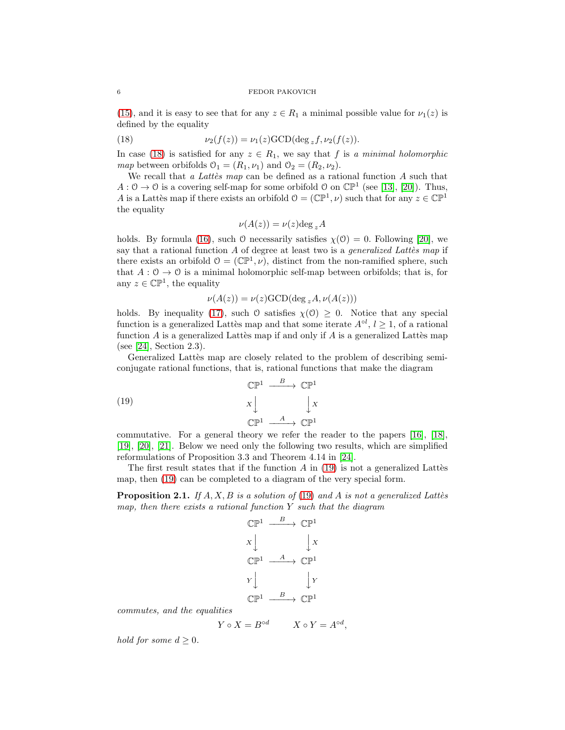(15), and it is easy to see that for any $z \in R_1$ a minimal possible value for $\nu_1(z)$ is defined by the equality

$$\nu_2(f(z)) = \nu_1(z)\mathrm{GCD}(\deg_z f, \nu_2(f(z)). \tag{18}$$

In case (18) is satisfied for any $z \in R_1$, we say that $f$ is *a minimal holomorphic map* between orbifolds $\mathcal{O}_1 = (R_1, \nu_1)$ and $\mathcal{O}_2 = (R_2, \nu_2)$.

We recall that *a Lattès map* can be defined as a rational function $A$ such that $A : \mathcal{O} \to \mathcal{O}$ is a covering self-map for some orbifold $\mathcal{O}$ on $\mathbb{CP}^1$ (see [13], [20]). Thus, $A$ is a Lattès map if there exists an orbifold $\mathcal{O} = (\mathbb{CP}^1, \nu)$ such that for any $z \in \mathbb{CP}^1$ the equality

$$\nu(A(z)) = \nu(z)\deg_z A$$

holds. By formula (16), such $\mathcal{O}$ necessarily satisfies $\chi(\mathcal{O}) = 0$. Following [20], we say that a rational function $A$ of degree at least two is a *generalized Lattès map* if there exists an orbifold $\mathcal{O} = (\mathbb{CP}^1, \nu)$, distinct from the non-ramified sphere, such that $A : \mathcal{O} \to \mathcal{O}$ is a minimal holomorphic self-map between orbifolds; that is, for any $z \in \mathbb{CP}^1$, the equality

$$\nu(A(z)) = \nu(z)\mathrm{GCD}(\deg_z A, \nu(A(z)))$$

holds. By inequality (17), such $\mathcal{O}$ satisfies $\chi(\mathcal{O}) \geq 0$. Notice that any special function is a generalized Lattès map and that some iterate $A^{\circ l}$, $l \geq 1$, of a rational function $A$ is a generalized Lattès map if and only if $A$ is a generalized Lattès map (see [24], Section 2.3).

Generalized Lattès map are closely related to the problem of describing semiconjugate rational functions, that is, rational functions that make the diagram

$$\begin{array}{ccc} \mathbb{CP}^1 & \xrightarrow{B} & \mathbb{CP}^1 \\ {\scriptstyle X}\downarrow & & \downarrow{\scriptstyle X} \\ \mathbb{CP}^1 & \xrightarrow{A} & \mathbb{CP}^1 \end{array} \tag{19}$$

commutative. For a general theory we refer the reader to the papers [16], [18], [19], [20], [21]. Below we need only the following two results, which are simplified reformulations of Proposition 3.3 and Theorem 4.14 in [24].

The first result states that if the function $A$ in (19) is not a generalized Lattès map, then (19) can be completed to a diagram of the very special form.

**Proposition 2.1.** *If $A, X, B$ is a solution of (19) and $A$ is not a generalized Lattès map, then there exists a rational function $Y$ such that the diagram*

$$\begin{array}{ccc} \mathbb{CP}^1 & \xrightarrow{B} & \mathbb{CP}^1 \\ {\scriptstyle X}\downarrow & & \downarrow{\scriptstyle X} \\ \mathbb{CP}^1 & \xrightarrow{A} & \mathbb{CP}^1 \\ {\scriptstyle Y}\downarrow & & \downarrow{\scriptstyle Y} \\ \mathbb{CP}^1 & \xrightarrow{B} & \mathbb{CP}^1 \end{array}$$

*commutes, and the equalities*

$$Y \circ X = B^{\circ d} \qquad X \circ Y = A^{\circ d},$$

*hold for some $d \geq 0$.*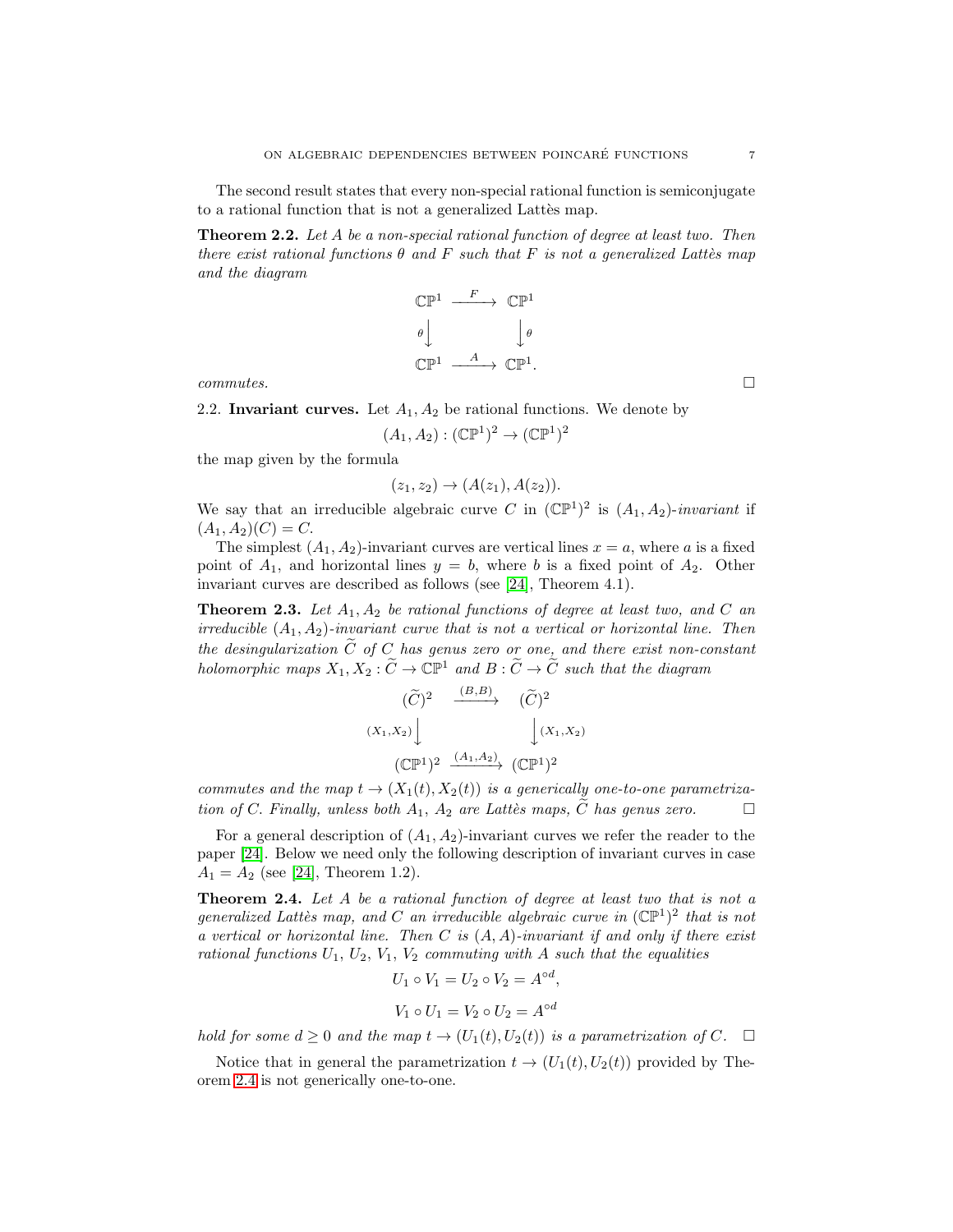The second result states that every non-special rational function is semiconjugate to a rational function that is not a generalized Lattès map.

**Theorem 2.2.** *Let $A$ be a non-special rational function of degree at least two. Then there exist rational functions $\theta$ and $F$ such that $F$ is not a generalized Lattès map and the diagram*

$$\begin{array}{ccc} \mathbb{CP}^1 & \xrightarrow{\ F\ } & \mathbb{CP}^1 \\ \theta\downarrow & & \downarrow\theta \\ \mathbb{CP}^1 & \xrightarrow{\ A\ } & \mathbb{CP}^1. \end{array}$$

*commutes.* □

2.2. **Invariant curves.** Let $A_1, A_2$ be rational functions. We denote by

$$(A_1, A_2) : (\mathbb{CP}^1)^2 \to (\mathbb{CP}^1)^2$$

the map given by the formula

$$(z_1, z_2) \to (A(z_1), A(z_2)).$$

We say that an irreducible algebraic curve $C$ in $(\mathbb{CP}^1)^2$ is $(A_1, A_2)$-*invariant* if $(A_1, A_2)(C) = C$.

The simplest $(A_1, A_2)$-invariant curves are vertical lines $x = a$, where $a$ is a fixed point of $A_1$, and horizontal lines $y = b$, where $b$ is a fixed point of $A_2$. Other invariant curves are described as follows (see [24], Theorem 4.1).

**Theorem 2.3.** *Let $A_1, A_2$ be rational functions of degree at least two, and $C$ an irreducible $(A_1, A_2)$-invariant curve that is not a vertical or horizontal line. Then the desingularization $\widetilde{C}$ of $C$ has genus zero or one, and there exist non-constant holomorphic maps $X_1, X_2 : \widetilde{C} \to \mathbb{CP}^1$ and $B : \widetilde{C} \to \widetilde{C}$ such that the diagram*

$$\begin{array}{ccc} (\widetilde{C})^2 & \xrightarrow{\ (B,B)\ } & (\widetilde{C})^2 \\ (X_1,X_2)\downarrow & & \downarrow(X_1,X_2) \\ (\mathbb{CP}^1)^2 & \xrightarrow{\ (A_1,A_2)\ } & (\mathbb{CP}^1)^2 \end{array}$$

*commutes and the map $t \to (X_1(t), X_2(t))$ is a generically one-to-one parametrization of $C$. Finally, unless both $A_1$, $A_2$ are Lattès maps, $\widetilde{C}$ has genus zero.* □

For a general description of $(A_1, A_2)$-invariant curves we refer the reader to the paper [24]. Below we need only the following description of invariant curves in case $A_1 = A_2$ (see [24], Theorem 1.2).

**Theorem 2.4.** *Let $A$ be a rational function of degree at least two that is not a generalized Lattès map, and $C$ an irreducible algebraic curve in $(\mathbb{CP}^1)^2$ that is not a vertical or horizontal line. Then $C$ is $(A, A)$-invariant if and only if there exist rational functions $U_1$, $U_2$, $V_1$, $V_2$ commuting with $A$ such that the equalities*

$$U_1 \circ V_1 = U_2 \circ V_2 = A^{\circ d},$$

$$V_1 \circ U_1 = V_2 \circ U_2 = A^{\circ d}$$

*hold for some $d \geq 0$ and the map $t \to (U_1(t), U_2(t))$ is a parametrization of $C$.* □

Notice that in general the parametrization $t \to (U_1(t), U_2(t))$ provided by Theorem 2.4 is not generically one-to-one.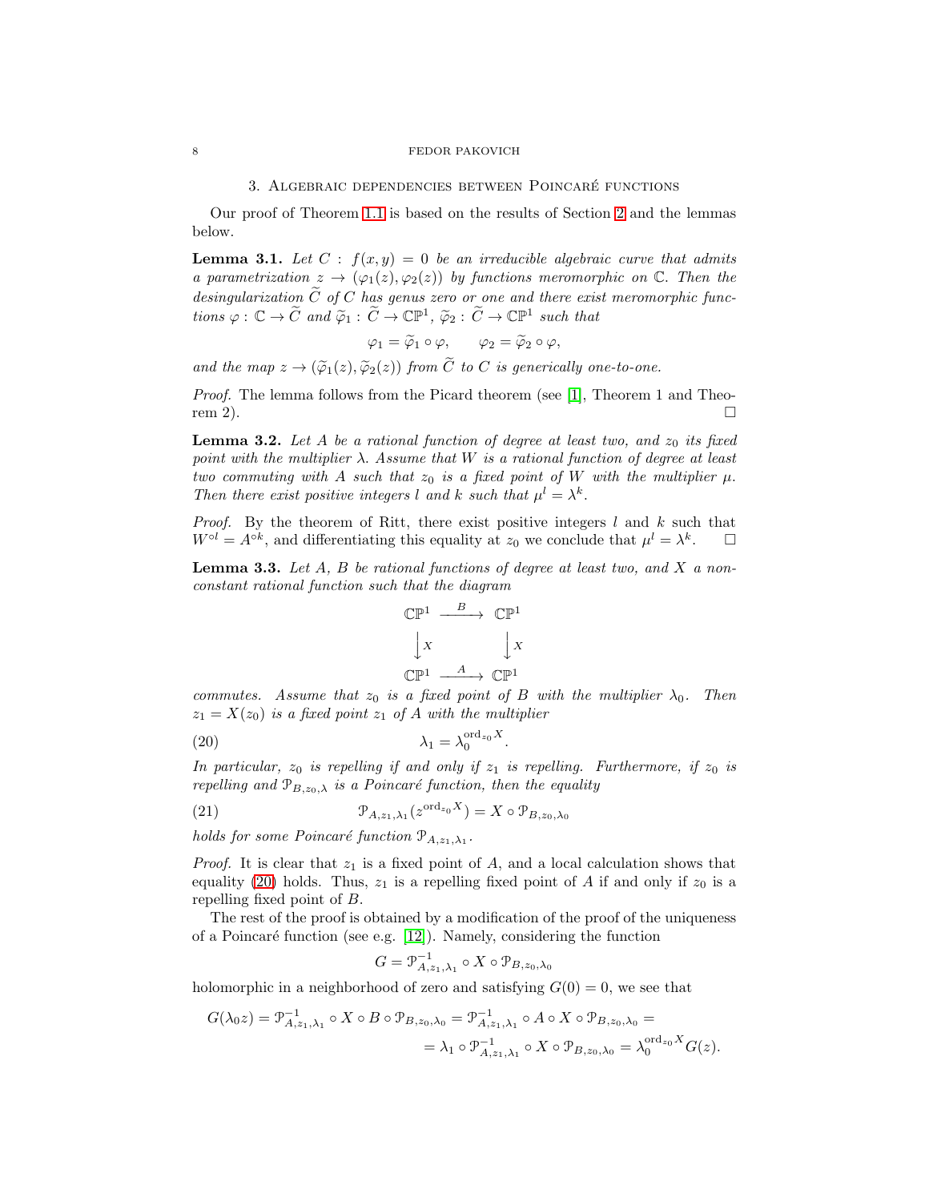## 3. Algebraic dependencies between Poincaré functions

Our proof of Theorem 1.1 is based on the results of Section 2 and the lemmas below.

**Lemma 3.1.** *Let $C : f(x,y) = 0$ be an irreducible algebraic curve that admits a parametrization $z \to (\varphi_1(z), \varphi_2(z))$ by functions meromorphic on $\mathbb{C}$. Then the desingularization $\widetilde{C}$ of $C$ has genus zero or one and there exist meromorphic functions $\varphi : \mathbb{C} \to \widetilde{C}$ and $\widetilde{\varphi}_1 : \widetilde{C} \to \mathbb{CP}^1$, $\widetilde{\varphi}_2 : \widetilde{C} \to \mathbb{CP}^1$ such that*

$$\varphi_1 = \widetilde{\varphi}_1 \circ \varphi, \qquad \varphi_2 = \widetilde{\varphi}_2 \circ \varphi,$$

*and the map $z \to (\widetilde{\varphi}_1(z), \widetilde{\varphi}_2(z))$ from $\widetilde{C}$ to $C$ is generically one-to-one.*

*Proof.* The lemma follows from the Picard theorem (see [1], Theorem 1 and Theorem 2). □

**Lemma 3.2.** *Let $A$ be a rational function of degree at least two, and $z_0$ its fixed point with the multiplier $\lambda$. Assume that $W$ is a rational function of degree at least two commuting with $A$ such that $z_0$ is a fixed point of $W$ with the multiplier $\mu$. Then there exist positive integers $l$ and $k$ such that $\mu^l = \lambda^k$.*

*Proof.* By the theorem of Ritt, there exist positive integers $l$ and $k$ such that $W^{\circ l} = A^{\circ k}$, and differentiating this equality at $z_0$ we conclude that $\mu^l = \lambda^k$. □

**Lemma 3.3.** *Let $A$, $B$ be rational functions of degree at least two, and $X$ a non-constant rational function such that the diagram*

$$\begin{array}{ccc} \mathbb{CP}^1 & \xrightarrow{\ B\ } & \mathbb{CP}^1 \\ \big\downarrow X & & \big\downarrow X \\ \mathbb{CP}^1 & \xrightarrow{\ A\ } & \mathbb{CP}^1 \end{array}$$

*commutes. Assume that $z_0$ is a fixed point of $B$ with the multiplier $\lambda_0$. Then $z_1 = X(z_0)$ is a fixed point $z_1$ of $A$ with the multiplier*

$$\lambda_1 = \lambda_0^{\operatorname{ord}_{z_0} X}. \tag{20}$$

*In particular, $z_0$ is repelling if and only if $z_1$ is repelling. Furthermore, if $z_0$ is repelling and $\mathcal{P}_{B,z_0,\lambda}$ is a Poincaré function, then the equality*

$$\mathcal{P}_{A,z_1,\lambda_1}(z^{\operatorname{ord}_{z_0} X}) = X \circ \mathcal{P}_{B,z_0,\lambda_0} \tag{21}$$

*holds for some Poincaré function $\mathcal{P}_{A,z_1,\lambda_1}$.*

*Proof.* It is clear that $z_1$ is a fixed point of $A$, and a local calculation shows that equality (20) holds. Thus, $z_1$ is a repelling fixed point of $A$ if and only if $z_0$ is a repelling fixed point of $B$.

The rest of the proof is obtained by a modification of the proof of the uniqueness of a Poincaré function (see e.g. [12]). Namely, considering the function

$$G = \mathcal{P}^{-1}_{A,z_1,\lambda_1} \circ X \circ \mathcal{P}_{B,z_0,\lambda_0}$$

holomorphic in a neighborhood of zero and satisfying $G(0) = 0$, we see that

$$G(\lambda_0 z) = \mathcal{P}^{-1}_{A,z_1,\lambda_1} \circ X \circ B \circ \mathcal{P}_{B,z_0,\lambda_0} = \mathcal{P}^{-1}_{A,z_1,\lambda_1} \circ A \circ X \circ \mathcal{P}_{B,z_0,\lambda_0} =$$
$$= \lambda_1 \circ \mathcal{P}^{-1}_{A,z_1,\lambda_1} \circ X \circ \mathcal{P}_{B,z_0,\lambda_0} = \lambda_0^{\operatorname{ord}_{z_0} X} G(z).$$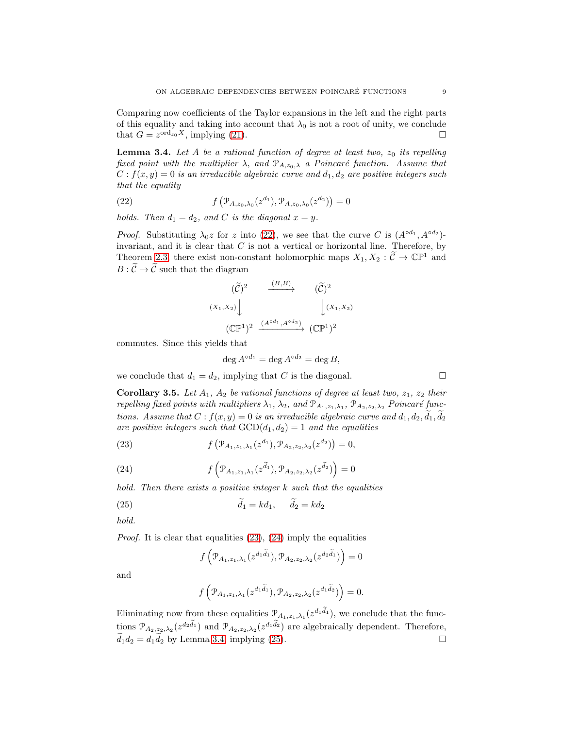Comparing now coefficients of the Taylor expansions in the left and the right parts of this equality and taking into account that $\lambda_0$ is not a root of unity, we conclude that $G = z^{\mathrm{ord}_{z_0} X}$, implying (21). $\square$

**Lemma 3.4.** *Let $A$ be a rational function of degree at least two, $z_0$ its repelling fixed point with the multiplier $\lambda$, and $\mathcal{P}_{A,z_0,\lambda}$ a Poincaré function. Assume that $C : f(x,y) = 0$ is an irreducible algebraic curve and $d_1, d_2$ are positive integers such that the equality*

$$f\left(\mathcal{P}_{A,z_0,\lambda_0}(z^{d_1}), \mathcal{P}_{A,z_0,\lambda_0}(z^{d_2})\right) = 0 \tag{22}$$

*holds. Then $d_1 = d_2$, and $C$ is the diagonal $x = y$.*

*Proof.* Substituting $\lambda_0 z$ for $z$ into (22), we see that the curve $C$ is $(A^{\circ d_1}, A^{\circ d_2})$-invariant, and it is clear that $C$ is not a vertical or horizontal line. Therefore, by Theorem 2.3, there exist non-constant holomorphic maps $X_1, X_2 : \widetilde{\mathcal{C}} \to \mathbb{CP}^1$ and $B : \widetilde{\mathcal{C}} \to \widetilde{\mathcal{C}}$ such that the diagram

$$\begin{array}{ccc}
(\widetilde{\mathcal{C}})^2 & \xrightarrow{(B,B)} & (\widetilde{\mathcal{C}})^2 \\
{\scriptstyle (X_1,X_2)}\downarrow & & \downarrow{\scriptstyle (X_1,X_2)} \\
(\mathbb{CP}^1)^2 & \xrightarrow{(A^{\circ d_1}, A^{\circ d_2})} & (\mathbb{CP}^1)^2
\end{array}$$

commutes. Since this yields that

$$\deg A^{\circ d_1} = \deg A^{\circ d_2} = \deg B,$$

we conclude that $d_1 = d_2$, implying that $C$ is the diagonal. $\square$

**Corollary 3.5.** *Let $A_1$, $A_2$ be rational functions of degree at least two, $z_1$, $z_2$ their repelling fixed points with multipliers $\lambda_1$, $\lambda_2$, and $\mathcal{P}_{A_1,z_1,\lambda_1}$, $\mathcal{P}_{A_2,z_2,\lambda_2}$ Poincaré functions. Assume that $C : f(x,y) = 0$ is an irreducible algebraic curve and $d_1, d_2, \widetilde{d}_1, \widetilde{d}_2$ are positive integers such that $\mathrm{GCD}(d_1, d_2) = 1$ and the equalities*

$$f\left(\mathcal{P}_{A_1,z_1,\lambda_1}(z^{d_1}), \mathcal{P}_{A_2,z_2,\lambda_2}(z^{d_2})\right) = 0, \tag{23}$$

$$f\left(\mathcal{P}_{A_1,z_1,\lambda_1}(z^{\widetilde{d}_1}), \mathcal{P}_{A_2,z_2,\lambda_2}(z^{\widetilde{d}_2})\right) = 0 \tag{24}$$

*hold. Then there exists a positive integer $k$ such that the equalities*

$$\widetilde{d}_1 = k d_1, \qquad \widetilde{d}_2 = k d_2 \tag{25}$$

*hold.*

*Proof.* It is clear that equalities (23), (24) imply the equalities

$$f\left(\mathcal{P}_{A_1,z_1,\lambda_1}(z^{d_1\widetilde{d}_1}), \mathcal{P}_{A_2,z_2,\lambda_2}(z^{d_2\widetilde{d}_1})\right) = 0$$

and

$$f\left(\mathcal{P}_{A_1,z_1,\lambda_1}(z^{d_1\widetilde{d}_1}), \mathcal{P}_{A_2,z_2,\lambda_2}(z^{d_1\widetilde{d}_2})\right) = 0.$$

Eliminating now from these equalities $\mathcal{P}_{A_1,z_1,\lambda_1}(z^{d_1\widetilde{d}_1})$, we conclude that the functions $\mathcal{P}_{A_2,z_2,\lambda_2}(z^{d_2\widetilde{d}_1})$ and $\mathcal{P}_{A_2,z_2,\lambda_2}(z^{d_1\widetilde{d}_2})$ are algebraically dependent. Therefore, $\widetilde{d}_1 d_2 = d_1 \widetilde{d}_2$ by Lemma 3.4, implying (25). $\square$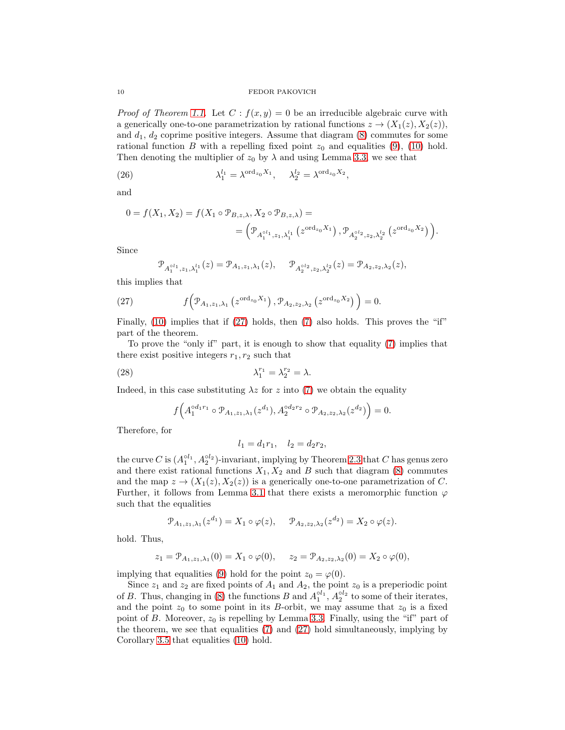*Proof of Theorem 1.1.* Let $C : f(x,y) = 0$ be an irreducible algebraic curve with a generically one-to-one parametrization by rational functions $z \to (X_1(z), X_2(z))$, and $d_1$, $d_2$ coprime positive integers. Assume that diagram (8) commutes for some rational function $B$ with a repelling fixed point $z_0$ and equalities (9), (10) hold. Then denoting the multiplier of $z_0$ by $\lambda$ and using Lemma 3.3, we see that

$$\lambda_1^{l_1} = \lambda^{\mathrm{ord}_{z_0} X_1}, \qquad \lambda_2^{l_2} = \lambda^{\mathrm{ord}_{z_0} X_2}, \tag{26}$$

and

$$0 = f(X_1, X_2) = f(X_1 \circ \mathcal{P}_{B,z,\lambda}, X_2 \circ \mathcal{P}_{B,z,\lambda}) =$$
$$= \Big( \mathcal{P}_{A_1^{\circ l_1}, z_1, \lambda_1^{l_1}} \left( z^{\mathrm{ord}_{z_0} X_1} \right), \mathcal{P}_{A_2^{\circ l_2}, z_2, \lambda_2^{l_2}} \left( z^{\mathrm{ord}_{z_0} X_2} \right) \Big).$$

Since

$$\mathcal{P}_{A_1^{\circ l_1}, z_1, \lambda_1^{l_1}}(z) = \mathcal{P}_{A_1, z_1, \lambda_1}(z), \qquad \mathcal{P}_{A_2^{\circ l_2}, z_2, \lambda_2^{l_2}}(z) = \mathcal{P}_{A_2, z_2, \lambda_2}(z),$$

this implies that

$$f\Big( \mathcal{P}_{A_1, z_1, \lambda_1} \left( z^{\mathrm{ord}_{z_0} X_1} \right), \mathcal{P}_{A_2, z_2, \lambda_2} \left( z^{\mathrm{ord}_{z_0} X_2} \right) \Big) = 0. \tag{27}$$

Finally, (10) implies that if (27) holds, then (7) also holds. This proves the "if" part of the theorem.

To prove the "only if" part, it is enough to show that equality (7) implies that there exist positive integers $r_1, r_2$ such that

$$\lambda_1^{r_1} = \lambda_2^{r_2} = \lambda. \tag{28}$$

Indeed, in this case substituting $\lambda z$ for $z$ into (7) we obtain the equality

$$f\Big( A_1^{\circ d_1 r_1} \circ \mathcal{P}_{A_1, z_1, \lambda_1}(z^{d_1}), A_2^{\circ d_2 r_2} \circ \mathcal{P}_{A_2, z_2, \lambda_2}(z^{d_2}) \Big) = 0.$$

Therefore, for

$$l_1 = d_1 r_1, \quad l_2 = d_2 r_2,$$

the curve $C$ is $(A_1^{\circ l_1}, A_2^{\circ l_2})$-invariant, implying by Theorem 2.3 that $C$ has genus zero and there exist rational functions $X_1, X_2$ and $B$ such that diagram (8) commutes and the map $z \to (X_1(z), X_2(z))$ is a generically one-to-one parametrization of $C$. Further, it follows from Lemma 3.1 that there exists a meromorphic function $\varphi$ such that the equalities

$$\mathcal{P}_{A_1, z_1, \lambda_1}(z^{d_1}) = X_1 \circ \varphi(z), \qquad \mathcal{P}_{A_2, z_2, \lambda_2}(z^{d_2}) = X_2 \circ \varphi(z).$$

hold. Thus,

$$z_1 = \mathcal{P}_{A_1, z_1, \lambda_1}(0) = X_1 \circ \varphi(0), \qquad z_2 = \mathcal{P}_{A_2, z_2, \lambda_2}(0) = X_2 \circ \varphi(0),$$

implying that equalities (9) hold for the point $z_0 = \varphi(0)$.

Since $z_1$ and $z_2$ are fixed points of $A_1$ and $A_2$, the point $z_0$ is a preperiodic point of $B$. Thus, changing in (8) the functions $B$ and $A_1^{\circ l_1}$, $A_2^{\circ l_2}$ to some of their iterates, and the point $z_0$ to some point in its $B$-orbit, we may assume that $z_0$ is a fixed point of $B$. Moreover, $z_0$ is repelling by Lemma 3.3. Finally, using the "if" part of the theorem, we see that equalities (7) and (27) hold simultaneously, implying by Corollary 3.5 that equalities (10) hold.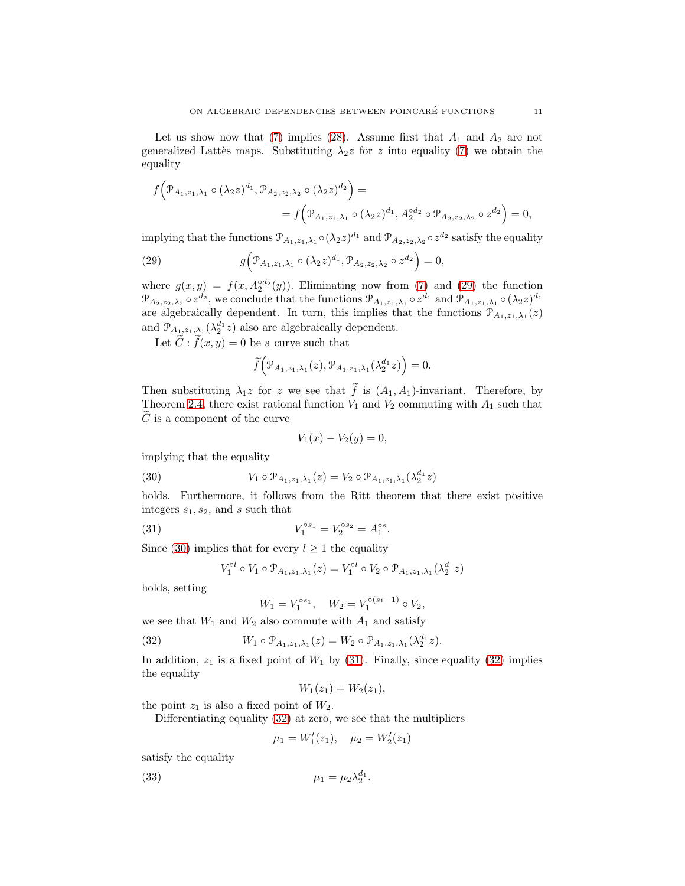Let us show now that (7) implies (28). Assume first that $A_1$ and $A_2$ are not generalized Lattès maps. Substituting $\lambda_2 z$ for $z$ into equality (7) we obtain the equality

$$f\Big(\mathcal{P}_{A_1,z_1,\lambda_1} \circ (\lambda_2 z)^{d_1}, \mathcal{P}_{A_2,z_2,\lambda_2} \circ (\lambda_2 z)^{d_2}\Big) = $$
$$= f\Big(\mathcal{P}_{A_1,z_1,\lambda_1} \circ (\lambda_2 z)^{d_1}, A_2^{\circ d_2} \circ \mathcal{P}_{A_2,z_2,\lambda_2} \circ z^{d_2}\Big) = 0,$$

implying that the functions $\mathcal{P}_{A_1,z_1,\lambda_1} \circ (\lambda_2 z)^{d_1}$ and $\mathcal{P}_{A_2,z_2,\lambda_2} \circ z^{d_2}$ satisfy the equality

$$g\Big(\mathcal{P}_{A_1,z_1,\lambda_1} \circ (\lambda_2 z)^{d_1}, \mathcal{P}_{A_2,z_2,\lambda_2} \circ z^{d_2}\Big) = 0, \tag{29}$$

where $g(x,y) = f(x, A_2^{\circ d_2}(y))$. Eliminating now from (7) and (29) the function $\mathcal{P}_{A_2,z_2,\lambda_2} \circ z^{d_2}$, we conclude that the functions $\mathcal{P}_{A_1,z_1,\lambda_1} \circ z^{d_1}$ and $\mathcal{P}_{A_1,z_1,\lambda_1} \circ (\lambda_2 z)^{d_1}$ are algebraically dependent. In turn, this implies that the functions $\mathcal{P}_{A_1,z_1,\lambda_1}(z)$ and $\mathcal{P}_{A_1,z_1,\lambda_1}(\lambda_2^{d_1} z)$ also are algebraically dependent.

Let $\widetilde{C} : \widetilde{f}(x,y) = 0$ be a curve such that

$$\widetilde{f}\Big(\mathcal{P}_{A_1,z_1,\lambda_1}(z), \mathcal{P}_{A_1,z_1,\lambda_1}(\lambda_2^{d_1} z)\Big) = 0.$$

Then substituting $\lambda_1 z$ for $z$ we see that $\widetilde{f}$ is $(A_1, A_1)$-invariant. Therefore, by Theorem 2.4, there exist rational function $V_1$ and $V_2$ commuting with $A_1$ such that $\widetilde{C}$ is a component of the curve

$$V_1(x) - V_2(y) = 0,$$

implying that the equality

$$V_1 \circ \mathcal{P}_{A_1,z_1,\lambda_1}(z) = V_2 \circ \mathcal{P}_{A_1,z_1,\lambda_1}(\lambda_2^{d_1} z) \tag{30}$$

holds. Furthermore, it follows from the Ritt theorem that there exist positive integers $s_1, s_2$, and $s$ such that

$$V_1^{\circ s_1} = V_2^{\circ s_2} = A_1^{\circ s}. \tag{31}$$

Since (30) implies that for every $l \geq 1$ the equality

$$V_1^{\circ l} \circ V_1 \circ \mathcal{P}_{A_1,z_1,\lambda_1}(z) = V_1^{\circ l} \circ V_2 \circ \mathcal{P}_{A_1,z_1,\lambda_1}(\lambda_2^{d_1} z)$$

holds, setting

$$W_1 = V_1^{\circ s_1}, \quad W_2 = V_1^{\circ (s_1 - 1)} \circ V_2,$$

we see that $W_1$ and $W_2$ also commute with $A_1$ and satisfy

$$W_1 \circ \mathcal{P}_{A_1,z_1,\lambda_1}(z) = W_2 \circ \mathcal{P}_{A_1,z_1,\lambda_1}(\lambda_2^{d_1} z). \tag{32}$$

In addition, $z_1$ is a fixed point of $W_1$ by (31). Finally, since equality (32) implies the equality

$$W_1(z_1) = W_2(z_1),$$

the point $z_1$ is also a fixed point of $W_2$.

Differentiating equality (32) at zero, we see that the multipliers

$$\mu_1 = W_1'(z_1), \quad \mu_2 = W_2'(z_1)$$

satisfy the equality

$$\mu_1 = \mu_2 \lambda_2^{d_1}. \tag{33}$$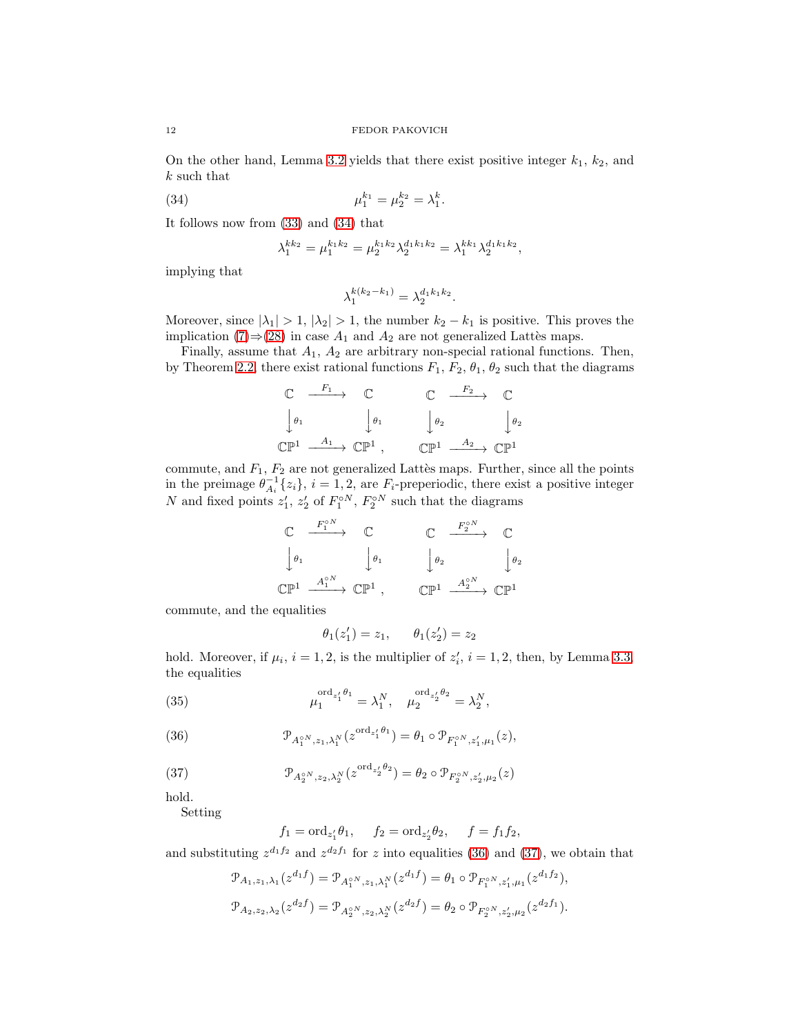On the other hand, Lemma 3.2 yields that there exist positive integer $k_1$, $k_2$, and $k$ such that

$$\mu_1^{k_1} = \mu_2^{k_2} = \lambda_1^{k}. \tag{34}$$

It follows now from (33) and (34) that

$$\lambda_1^{kk_2} = \mu_1^{k_1k_2} = \mu_2^{k_1k_2}\lambda_2^{d_1k_1k_2} = \lambda_1^{kk_1}\lambda_2^{d_1k_1k_2},$$

implying that

$$\lambda_1^{k(k_2-k_1)} = \lambda_2^{d_1k_1k_2}.$$

Moreover, since $|\lambda_1| > 1$, $|\lambda_2| > 1$, the number $k_2 - k_1$ is positive. This proves the implication (7)⇒(28) in case $A_1$ and $A_2$ are not generalized Lattès maps.

Finally, assume that $A_1$, $A_2$ are arbitrary non-special rational functions. Then, by Theorem 2.2, there exist rational functions $F_1$, $F_2$, $\theta_1$, $\theta_2$ such that the diagrams

$$\begin{array}{ccc} \mathbb{C} & \xrightarrow{F_1} & \mathbb{C} \\ \downarrow{\theta_1} & & \downarrow{\theta_1} \\ \mathbb{CP}^1 & \xrightarrow{A_1} & \mathbb{CP}^1 \end{array}, \qquad \begin{array}{ccc} \mathbb{C} & \xrightarrow{F_2} & \mathbb{C} \\ \downarrow{\theta_2} & & \downarrow{\theta_2} \\ \mathbb{CP}^1 & \xrightarrow{A_2} & \mathbb{CP}^1 \end{array}$$

commute, and $F_1$, $F_2$ are not generalized Lattès maps. Further, since all the points in the preimage $\theta_{A_i}^{-1}\{z_i\}$, $i = 1, 2$, are $F_i$-preperiodic, there exist a positive integer $N$ and fixed points $z_1'$, $z_2'$ of $F_1^{\circ N}$, $F_2^{\circ N}$ such that the diagrams

$$\begin{array}{ccc} \mathbb{C} & \xrightarrow{F_1^{\circ N}} & \mathbb{C} \\ \downarrow{\theta_1} & & \downarrow{\theta_1} \\ \mathbb{CP}^1 & \xrightarrow{A_1^{\circ N}} & \mathbb{CP}^1 \end{array}, \qquad \begin{array}{ccc} \mathbb{C} & \xrightarrow{F_2^{\circ N}} & \mathbb{C} \\ \downarrow{\theta_2} & & \downarrow{\theta_2} \\ \mathbb{CP}^1 & \xrightarrow{A_2^{\circ N}} & \mathbb{CP}^1 \end{array}$$

commute, and the equalities

$$\theta_1(z_1') = z_1, \qquad \theta_1(z_2') = z_2$$

hold. Moreover, if $\mu_i$, $i = 1, 2$, is the multiplier of $z_i'$, $i = 1, 2$, then, by Lemma 3.3, the equalities

$$\mu_1^{\operatorname{ord}_{z_1'}\theta_1} = \lambda_1^N, \quad \mu_2^{\operatorname{ord}_{z_2'}\theta_2} = \lambda_2^N, \tag{35}$$

$$\mathcal{P}_{A_1^{\circ N}, z_1, \lambda_1^N}(z^{\operatorname{ord}_{z_1'}\theta_1}) = \theta_1 \circ \mathcal{P}_{F_1^{\circ N}, z_1', \mu_1}(z), \tag{36}$$

$$\mathcal{P}_{A_2^{\circ N}, z_2, \lambda_2^N}(z^{\operatorname{ord}_{z_2'}\theta_2}) = \theta_2 \circ \mathcal{P}_{F_2^{\circ N}, z_2', \mu_2}(z) \tag{37}$$

hold.

Setting

$$f_1 = \operatorname{ord}_{z_1'}\theta_1, \quad f_2 = \operatorname{ord}_{z_2'}\theta_2, \quad f = f_1f_2,$$

and substituting $z^{d_1f_2}$ and $z^{d_2f_1}$ for $z$ into equalities (36) and (37), we obtain that

$$\mathcal{P}_{A_1, z_1, \lambda_1}(z^{d_1f}) = \mathcal{P}_{A_1^{\circ N}, z_1, \lambda_1^N}(z^{d_1f}) = \theta_1 \circ \mathcal{P}_{F_1^{\circ N}, z_1', \mu_1}(z^{d_1f_2}),$$

$$\mathcal{P}_{A_2, z_2, \lambda_2}(z^{d_2f}) = \mathcal{P}_{A_2^{\circ N}, z_2, \lambda_2^N}(z^{d_2f}) = \theta_2 \circ \mathcal{P}_{F_2^{\circ N}, z_2', \mu_2}(z^{d_2f_1}).$$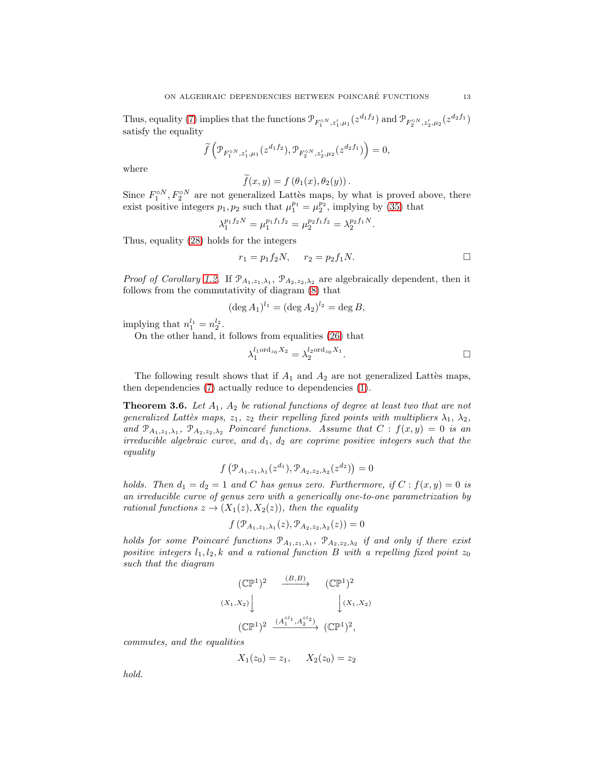Thus, equality (7) implies that the functions $\mathcal{P}_{F_1^{\circ N}, z_1', \mu_1}(z^{d_1 f_2})$ and $\mathcal{P}_{F_2^{\circ N}, z_2', \mu_2}(z^{d_2 f_1})$ satisfy the equality

$$\widetilde{f}\left(\mathcal{P}_{F_1^{\circ N}, z_1', \mu_1}(z^{d_1 f_2}), \mathcal{P}_{F_2^{\circ N}, z_2', \mu_2}(z^{d_2 f_1})\right) = 0,$$

where

$$\widetilde{f}(x, y) = f\left(\theta_1(x), \theta_2(y)\right).$$

Since $F_1^{\circ N}, F_2^{\circ N}$ are not generalized Lattès maps, by what is proved above, there exist positive integers $p_1, p_2$ such that $\mu_1^{p_1} = \mu_2^{p_2}$, implying by (35) that

$$\lambda_1^{p_1 f_2 N} = \mu_1^{p_1 f_1 f_2} = \mu_2^{p_2 f_1 f_2} = \lambda_2^{p_2 f_1 N}.$$

Thus, equality (28) holds for the integers

$$r_1 = p_1 f_2 N, \qquad r_2 = p_2 f_1 N. \qquad \square$$

*Proof of Corollary 1.2.* If $\mathcal{P}_{A_1, z_1, \lambda_1}$, $\mathcal{P}_{A_2, z_2, \lambda_2}$ are algebraically dependent, then it follows from the commutativity of diagram (8) that

$$(\deg A_1)^{l_1} = (\deg A_2)^{l_2} = \deg B,$$

implying that $n_1^{l_1} = n_2^{l_2}$.

On the other hand, it follows from equalities (26) that

$$\lambda_1^{l_1 \operatorname{ord}_{z_0} X_2} = \lambda_2^{l_2 \operatorname{ord}_{z_0} X_1}. \qquad \square$$

The following result shows that if $A_1$ and $A_2$ are not generalized Lattès maps, then dependencies (7) actually reduce to dependencies (1).

**Theorem 3.6.** *Let $A_1$, $A_2$ be rational functions of degree at least two that are not generalized Lattès maps, $z_1$, $z_2$ their repelling fixed points with multipliers $\lambda_1$, $\lambda_2$, and $\mathcal{P}_{A_1, z_1, \lambda_1}$, $\mathcal{P}_{A_2, z_2, \lambda_2}$ Poincaré functions. Assume that $C : f(x, y) = 0$ is an irreducible algebraic curve, and $d_1$, $d_2$ are coprime positive integers such that the equality*

$$f\left(\mathcal{P}_{A_1, z_1, \lambda_1}(z^{d_1}), \mathcal{P}_{A_2, z_2, \lambda_2}(z^{d_2})\right) = 0$$

*holds. Then $d_1 = d_2 = 1$ and $C$ has genus zero. Furthermore, if $C : f(x, y) = 0$ is an irreducible curve of genus zero with a generically one-to-one parametrization by rational functions $z \to (X_1(z), X_2(z))$, then the equality*

$$f\left(\mathcal{P}_{A_1, z_1, \lambda_1}(z), \mathcal{P}_{A_2, z_2, \lambda_2}(z)\right) = 0$$

*holds for some Poincaré functions $\mathcal{P}_{A_1, z_1, \lambda_1}$, $\mathcal{P}_{A_2, z_2, \lambda_2}$ if and only if there exist positive integers $l_1, l_2, k$ and a rational function $B$ with a repelling fixed point $z_0$ such that the diagram*

$$\begin{array}{ccc} (\mathbb{CP}^1)^2 & \xrightarrow{(B, B)} & (\mathbb{CP}^1)^2 \\ {\scriptstyle (X_1, X_2)}\downarrow & & \downarrow{\scriptstyle (X_1, X_2)} \\ (\mathbb{CP}^1)^2 & \xrightarrow{(A_1^{\circ l_1}, A_2^{\circ l_2})} & (\mathbb{CP}^1)^2, \end{array}$$

*commutes, and the equalities*

$$X_1(z_0) = z_1, \qquad X_2(z_0) = z_2$$

*hold.*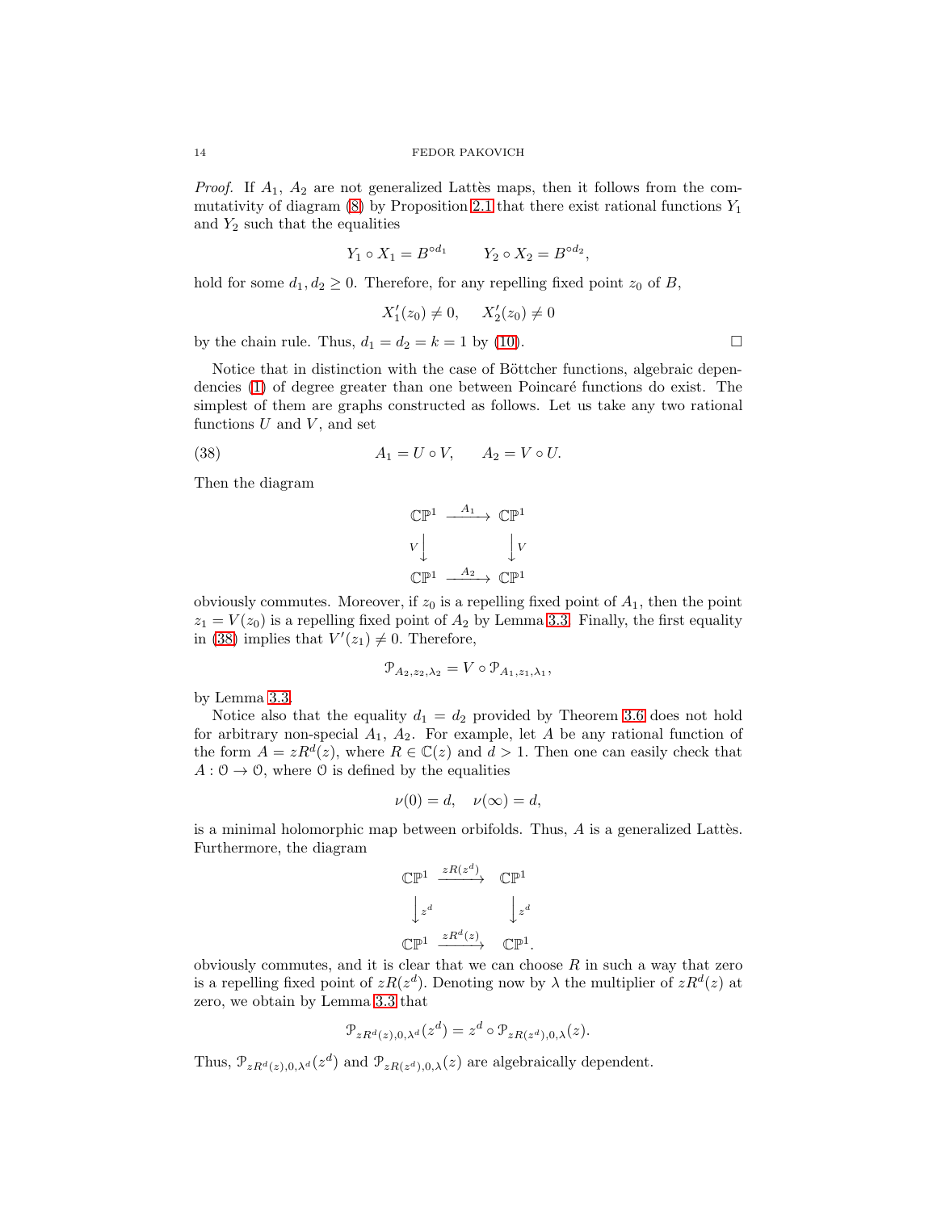*Proof.* If $A_1$, $A_2$ are not generalized Lattès maps, then it follows from the commutativity of diagram (8) by Proposition 2.1 that there exist rational functions $Y_1$ and $Y_2$ such that the equalities

$$Y_1 \circ X_1 = B^{\circ d_1} \qquad Y_2 \circ X_2 = B^{\circ d_2},$$

hold for some $d_1, d_2 \geq 0$. Therefore, for any repelling fixed point $z_0$ of $B$,

$$X_1'(z_0) \neq 0, \quad X_2'(z_0) \neq 0$$

by the chain rule. Thus, $d_1 = d_2 = k = 1$ by (10). □

Notice that in distinction with the case of Böttcher functions, algebraic dependencies (1) of degree greater than one between Poincaré functions do exist. The simplest of them are graphs constructed as follows. Let us take any two rational functions $U$ and $V$, and set

$$A_1 = U \circ V, \qquad A_2 = V \circ U. \tag{38}$$

Then the diagram

$$\begin{array}{ccc} \mathbb{CP}^1 & \xrightarrow{A_1} & \mathbb{CP}^1 \\ V\big\downarrow & & \big\downarrow V \\ \mathbb{CP}^1 & \xrightarrow{A_2} & \mathbb{CP}^1 \end{array}$$

obviously commutes. Moreover, if $z_0$ is a repelling fixed point of $A_1$, then the point $z_1 = V(z_0)$ is a repelling fixed point of $A_2$ by Lemma 3.3. Finally, the first equality in (38) implies that $V'(z_1) \neq 0$. Therefore,

$$\mathcal{P}_{A_2, z_2, \lambda_2} = V \circ \mathcal{P}_{A_1, z_1, \lambda_1},$$

by Lemma 3.3.

Notice also that the equality $d_1 = d_2$ provided by Theorem 3.6 does not hold for arbitrary non-special $A_1$, $A_2$. For example, let $A$ be any rational function of the form $A = zR^d(z)$, where $R \in \mathbb{C}(z)$ and $d > 1$. Then one can easily check that $A : \mathcal{O} \to \mathcal{O}$, where $\mathcal{O}$ is defined by the equalities

$$\nu(0) = d, \quad \nu(\infty) = d,$$

is a minimal holomorphic map between orbifolds. Thus, $A$ is a generalized Lattès. Furthermore, the diagram

$$\begin{array}{ccc} \mathbb{CP}^1 & \xrightarrow{zR(z^d)} & \mathbb{CP}^1 \\ \big\downarrow z^d & & \big\downarrow z^d \\ \mathbb{CP}^1 & \xrightarrow{zR^d(z)} & \mathbb{CP}^1. \end{array}$$

obviously commutes, and it is clear that we can choose $R$ in such a way that zero is a repelling fixed point of $zR(z^d)$. Denoting now by $\lambda$ the multiplier of $zR^d(z)$ at zero, we obtain by Lemma 3.3 that

$$\mathcal{P}_{zR^d(z),0,\lambda^d}(z^d) = z^d \circ \mathcal{P}_{zR(z^d),0,\lambda}(z).$$

Thus, $\mathcal{P}_{zR^d(z),0,\lambda^d}(z^d)$ and $\mathcal{P}_{zR(z^d),0,\lambda}(z)$ are algebraically dependent.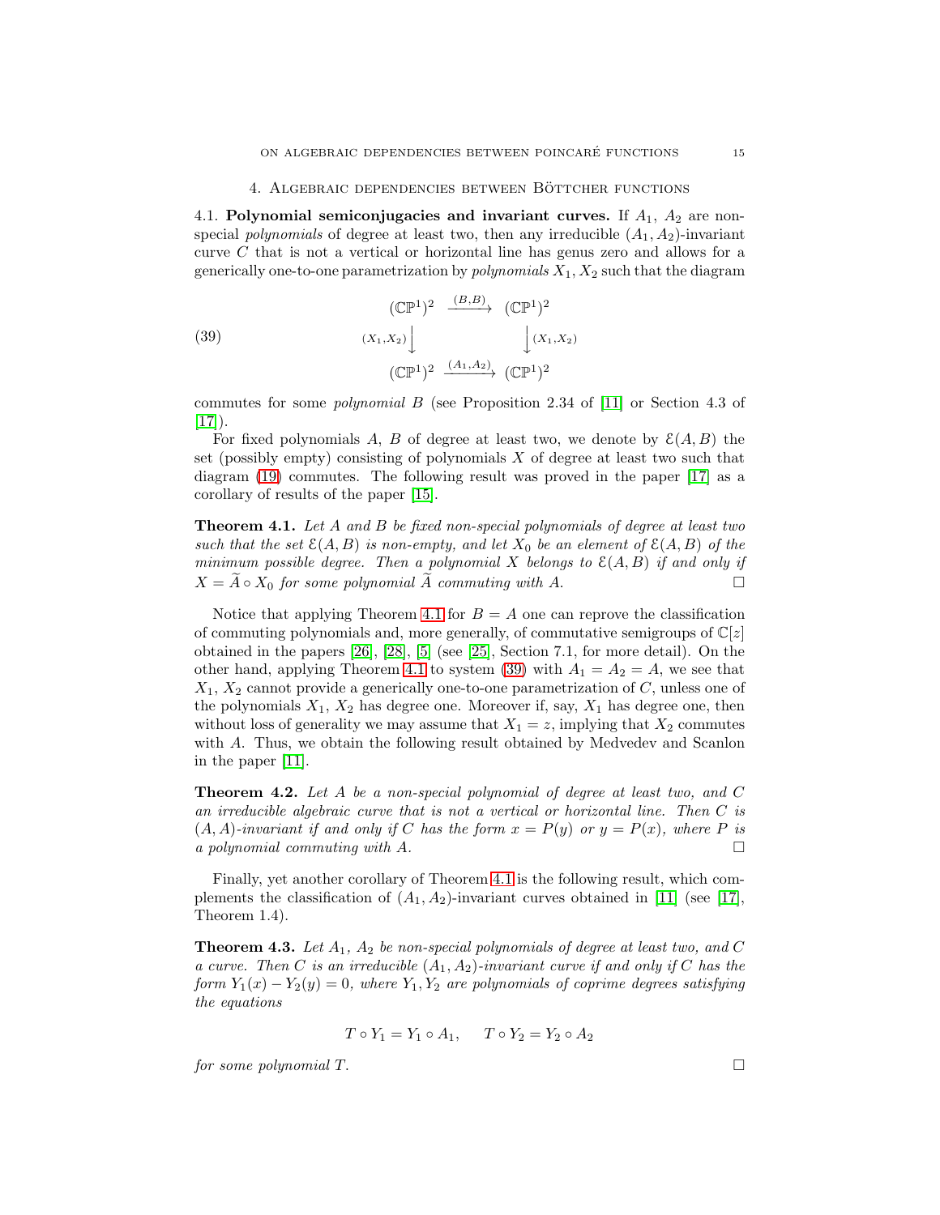## 4. Algebraic dependencies between Böttcher functions

4.1. **Polynomial semiconjugacies and invariant curves.** If $A_1$, $A_2$ are non-special *polynomials* of degree at least two, then any irreducible $(A_1, A_2)$-invariant curve $C$ that is not a vertical or horizontal line has genus zero and allows for a generically one-to-one parametrization by *polynomials* $X_1, X_2$ such that the diagram

$$
\begin{array}{ccc}
(\mathbb{CP}^1)^2 & \xrightarrow{(B,B)} & (\mathbb{CP}^1)^2 \\
{\scriptstyle (X_1,X_2)}\downarrow & & \downarrow{\scriptstyle (X_1,X_2)} \\
(\mathbb{CP}^1)^2 & \xrightarrow{(A_1,A_2)} & (\mathbb{CP}^1)^2
\end{array}
\tag{39}
$$

commutes for some *polynomial* $B$ (see Proposition 2.34 of [11] or Section 4.3 of [17]).

For fixed polynomials $A$, $B$ of degree at least two, we denote by $\mathcal{E}(A, B)$ the set (possibly empty) consisting of polynomials $X$ of degree at least two such that diagram (19) commutes. The following result was proved in the paper [17] as a corollary of results of the paper [15].

**Theorem 4.1.** *Let $A$ and $B$ be fixed non-special polynomials of degree at least two such that the set $\mathcal{E}(A, B)$ is non-empty, and let $X_0$ be an element of $\mathcal{E}(A, B)$ of the minimum possible degree. Then a polynomial $X$ belongs to $\mathcal{E}(A, B)$ if and only if $X = \widetilde{A} \circ X_0$ for some polynomial $\widetilde{A}$ commuting with $A$.* □

Notice that applying Theorem 4.1 for $B = A$ one can reprove the classification of commuting polynomials and, more generally, of commutative semigroups of $\mathbb{C}[z]$ obtained in the papers [26], [28], [5] (see [25], Section 7.1, for more detail). On the other hand, applying Theorem 4.1 to system (39) with $A_1 = A_2 = A$, we see that $X_1$, $X_2$ cannot provide a generically one-to-one parametrization of $C$, unless one of the polynomials $X_1$, $X_2$ has degree one. Moreover if, say, $X_1$ has degree one, then without loss of generality we may assume that $X_1 = z$, implying that $X_2$ commutes with $A$. Thus, we obtain the following result obtained by Medvedev and Scanlon in the paper [11].

**Theorem 4.2.** *Let $A$ be a non-special polynomial of degree at least two, and $C$ an irreducible algebraic curve that is not a vertical or horizontal line. Then $C$ is $(A, A)$-invariant if and only if $C$ has the form $x = P(y)$ or $y = P(x)$, where $P$ is a polynomial commuting with $A$.* □

Finally, yet another corollary of Theorem 4.1 is the following result, which complements the classification of $(A_1, A_2)$-invariant curves obtained in [11] (see [17], Theorem 1.4).

**Theorem 4.3.** *Let $A_1$, $A_2$ be non-special polynomials of degree at least two, and $C$ a curve. Then $C$ is an irreducible $(A_1, A_2)$-invariant curve if and only if $C$ has the form $Y_1(x) - Y_2(y) = 0$, where $Y_1, Y_2$ are polynomials of coprime degrees satisfying the equations*

$$T \circ Y_1 = Y_1 \circ A_1, \qquad T \circ Y_2 = Y_2 \circ A_2$$

*for some polynomial $T$.* □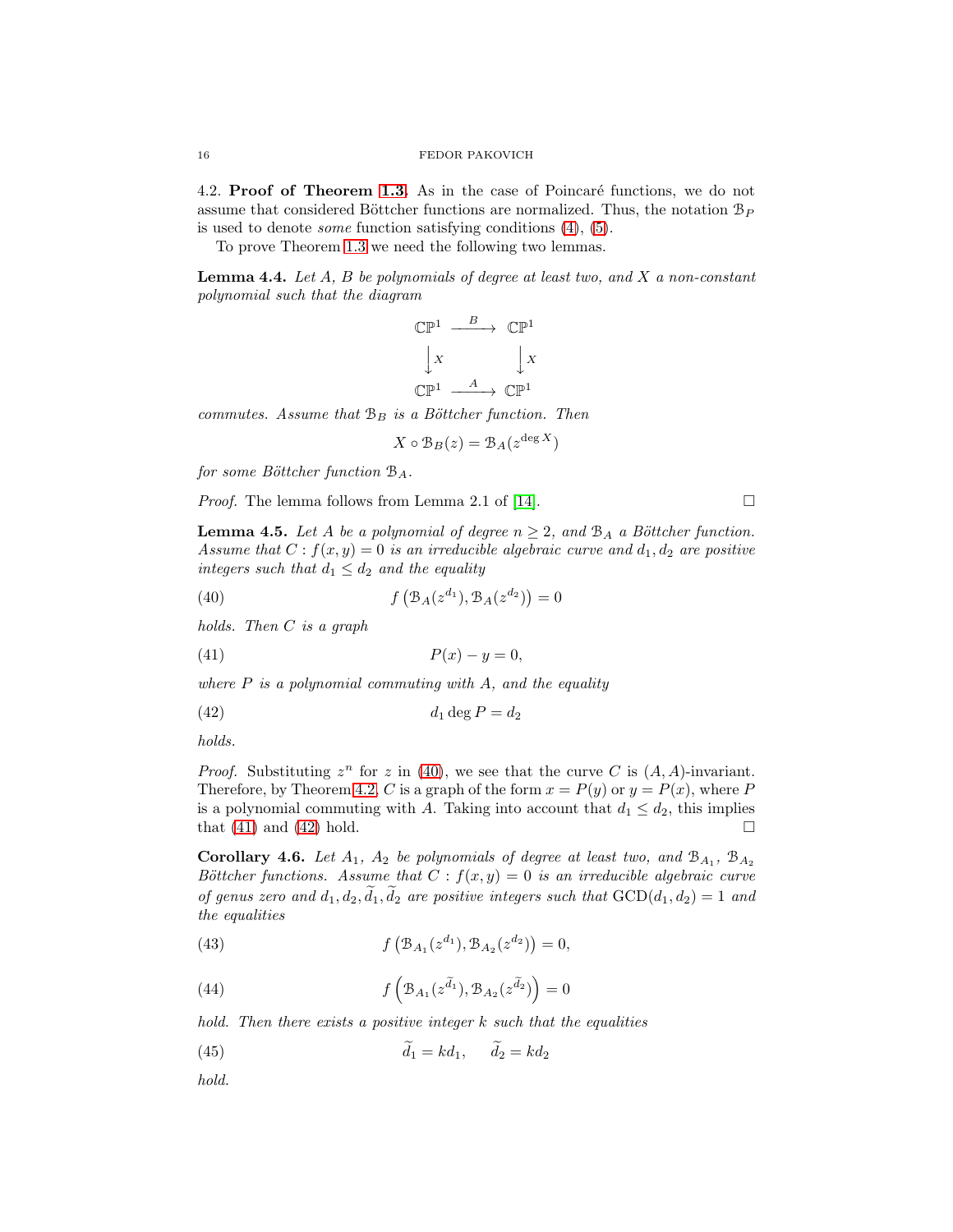4.2. **Proof of Theorem 1.3.** As in the case of Poincaré functions, we do not assume that considered Böttcher functions are normalized. Thus, the notation $\mathcal{B}_P$ is used to denote *some* function satisfying conditions (4), (5).

To prove Theorem 1.3 we need the following two lemmas.

**Lemma 4.4.** *Let $A$, $B$ be polynomials of degree at least two, and $X$ a non-constant polynomial such that the diagram*

$$\begin{array}{ccc} \mathbb{CP}^1 & \xrightarrow{\ B\ } & \mathbb{CP}^1 \\ \downarrow X & & \downarrow X \\ \mathbb{CP}^1 & \xrightarrow{\ A\ } & \mathbb{CP}^1 \end{array}$$

*commutes. Assume that $\mathcal{B}_B$ is a Böttcher function. Then*

$$X \circ \mathcal{B}_B(z) = \mathcal{B}_A(z^{\deg X})$$

*for some Böttcher function $\mathcal{B}_A$.*

*Proof.* The lemma follows from Lemma 2.1 of [14]. □

**Lemma 4.5.** *Let $A$ be a polynomial of degree $n \geq 2$, and $\mathcal{B}_A$ a Böttcher function. Assume that $C : f(x, y) = 0$ is an irreducible algebraic curve and $d_1, d_2$ are positive integers such that $d_1 \leq d_2$ and the equality*

$$f\left(\mathcal{B}_A(z^{d_1}), \mathcal{B}_A(z^{d_2})\right) = 0 \tag{40}$$

*holds. Then $C$ is a graph*

$$P(x) - y = 0, \tag{41}$$

*where $P$ is a polynomial commuting with $A$, and the equality*

$$d_1 \deg P = d_2 \tag{42}$$

*holds.*

*Proof.* Substituting $z^n$ for $z$ in (40), we see that the curve $C$ is $(A, A)$-invariant. Therefore, by Theorem 4.2, $C$ is a graph of the form $x = P(y)$ or $y = P(x)$, where $P$ is a polynomial commuting with $A$. Taking into account that $d_1 \leq d_2$, this implies that (41) and (42) hold. □

**Corollary 4.6.** *Let $A_1$, $A_2$ be polynomials of degree at least two, and $\mathcal{B}_{A_1}$, $\mathcal{B}_{A_2}$ Böttcher functions. Assume that $C : f(x, y) = 0$ is an irreducible algebraic curve of genus zero and $d_1, d_2, \widetilde{d}_1, \widetilde{d}_2$ are positive integers such that $\mathrm{GCD}(d_1, d_2) = 1$ and the equalities*

$$f\left(\mathcal{B}_{A_1}(z^{d_1}), \mathcal{B}_{A_2}(z^{d_2})\right) = 0, \tag{43}$$

$$f\left(\mathcal{B}_{A_1}(z^{\widetilde{d}_1}), \mathcal{B}_{A_2}(z^{\widetilde{d}_2})\right) = 0 \tag{44}$$

*hold. Then there exists a positive integer $k$ such that the equalities*

$$\widetilde{d}_1 = kd_1, \quad \widetilde{d}_2 = kd_2 \tag{45}$$

*hold.*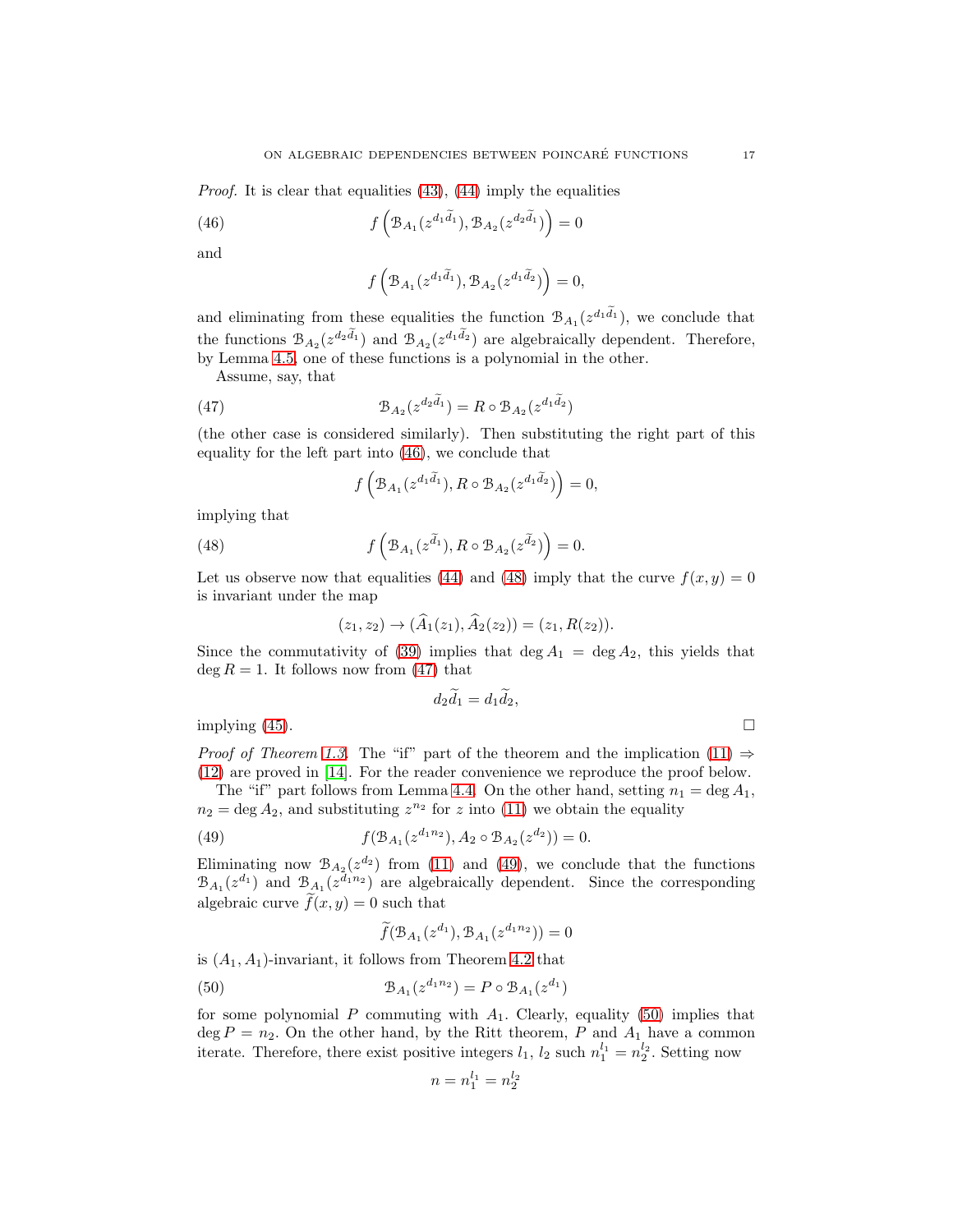*Proof.* It is clear that equalities (43), (44) imply the equalities

$$f\left(\mathcal{B}_{A_1}(z^{d_1\widetilde{d}_1}), \mathcal{B}_{A_2}(z^{d_2\widetilde{d}_1})\right) = 0 \tag{46}$$

and

$$f\left(\mathcal{B}_{A_1}(z^{d_1\widetilde{d}_1}), \mathcal{B}_{A_2}(z^{d_1\widetilde{d}_2})\right) = 0,$$

and eliminating from these equalities the function $\mathcal{B}_{A_1}(z^{d_1\widetilde{d}_1})$, we conclude that the functions $\mathcal{B}_{A_2}(z^{d_2\widetilde{d}_1})$ and $\mathcal{B}_{A_2}(z^{d_1\widetilde{d}_2})$ are algebraically dependent. Therefore, by Lemma 4.5, one of these functions is a polynomial in the other.

Assume, say, that

$$\mathcal{B}_{A_2}(z^{d_2\widetilde{d}_1}) = R \circ \mathcal{B}_{A_2}(z^{d_1\widetilde{d}_2}) \tag{47}$$

(the other case is considered similarly). Then substituting the right part of this equality for the left part into (46), we conclude that

$$f\left(\mathcal{B}_{A_1}(z^{d_1\widetilde{d}_1}), R \circ \mathcal{B}_{A_2}(z^{d_1\widetilde{d}_2})\right) = 0,$$

implying that

$$f\left(\mathcal{B}_{A_1}(z^{\widetilde{d}_1}), R \circ \mathcal{B}_{A_2}(z^{\widetilde{d}_2})\right) = 0. \tag{48}$$

Let us observe now that equalities (44) and (48) imply that the curve $f(x, y) = 0$ is invariant under the map

$$(z_1, z_2) \to (\widehat{A}_1(z_1), \widehat{A}_2(z_2)) = (z_1, R(z_2)).$$

Since the commutativity of (39) implies that $\deg A_1 = \deg A_2$, this yields that $\deg R = 1$. It follows now from (47) that

$$d_2\widetilde{d}_1 = d_1\widetilde{d}_2,$$

implying (45). □

*Proof of Theorem 1.3.* The "if" part of the theorem and the implication (11) ⇒ (12) are proved in [14]. For the reader convenience we reproduce the proof below.

The "if" part follows from Lemma 4.4. On the other hand, setting $n_1 = \deg A_1$, $n_2 = \deg A_2$, and substituting $z^{n_2}$ for $z$ into (11) we obtain the equality

$$f(\mathcal{B}_{A_1}(z^{d_1 n_2}), A_2 \circ \mathcal{B}_{A_2}(z^{d_2})) = 0. \tag{49}$$

Eliminating now $\mathcal{B}_{A_2}(z^{d_2})$ from (11) and (49), we conclude that the functions $\mathcal{B}_{A_1}(z^{d_1})$ and $\mathcal{B}_{A_1}(z^{d_1 n_2})$ are algebraically dependent. Since the corresponding algebraic curve $\widetilde{f}(x, y) = 0$ such that

$$\widetilde{f}(\mathcal{B}_{A_1}(z^{d_1}), \mathcal{B}_{A_1}(z^{d_1 n_2})) = 0$$

is $(A_1, A_1)$-invariant, it follows from Theorem 4.2 that

$$\mathcal{B}_{A_1}(z^{d_1 n_2}) = P \circ \mathcal{B}_{A_1}(z^{d_1}) \tag{50}$$

for some polynomial $P$ commuting with $A_1$. Clearly, equality (50) implies that $\deg P = n_2$. On the other hand, by the Ritt theorem, $P$ and $A_1$ have a common iterate. Therefore, there exist positive integers $l_1$, $l_2$ such $n_1^{l_1} = n_2^{l_2}$. Setting now

$$n = n_1^{l_1} = n_2^{l_2}$$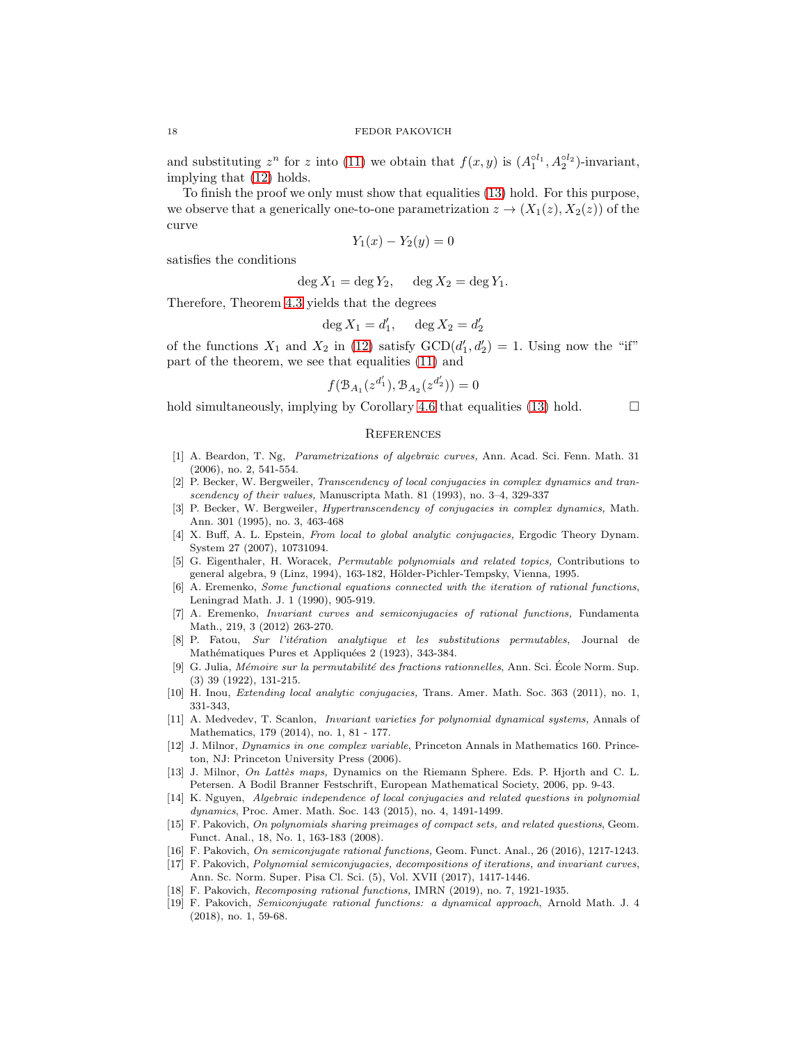and substituting $z^n$ for $z$ into (11) we obtain that $f(x,y)$ is $(A_1^{\circ l_1}, A_2^{\circ l_2})$-invariant, implying that (12) holds.

To finish the proof we only must show that equalities (13) hold. For this purpose, we observe that a generically one-to-one parametrization $z \to (X_1(z), X_2(z))$ of the curve

$$Y_1(x) - Y_2(y) = 0$$

satisfies the conditions

$$\deg X_1 = \deg Y_2, \quad \deg X_2 = \deg Y_1.$$

Therefore, Theorem 4.3 yields that the degrees

$$\deg X_1 = d_1', \quad \deg X_2 = d_2'$$

of the functions $X_1$ and $X_2$ in (12) satisfy $\mathrm{GCD}(d_1', d_2') = 1$. Using now the "if" part of the theorem, we see that equalities (11) and

$$f(\mathcal{B}_{A_1}(z^{d_1'}), \mathcal{B}_{A_2}(z^{d_2'})) = 0$$

hold simultaneously, implying by Corollary 4.6 that equalities (13) hold. $\square$

## References

[1] A. Beardon, T. Ng, *Parametrizations of algebraic curves,* Ann. Acad. Sci. Fenn. Math. 31 (2006), no. 2, 541-554.

[2] P. Becker, W. Bergweiler, *Transcendency of local conjugacies in complex dynamics and transcendency of their values,* Manuscripta Math. 81 (1993), no. 3–4, 329-337

[3] P. Becker, W. Bergweiler, *Hypertranscendency of conjugacies in complex dynamics,* Math. Ann. 301 (1995), no. 3, 463-468

[4] X. Buff, A. L. Epstein, *From local to global analytic conjugacies,* Ergodic Theory Dynam. System 27 (2007), 10731094.

[5] G. Eigenthaler, H. Woracek, *Permutable polynomials and related topics,* Contributions to general algebra, 9 (Linz, 1994), 163-182, Hölder-Pichler-Tempsky, Vienna, 1995.

[6] A. Eremenko, *Some functional equations connected with the iteration of rational functions*, Leningrad Math. J. 1 (1990), 905-919.

[7] A. Eremenko, *Invariant curves and semiconjugacies of rational functions,* Fundamenta Math., 219, 3 (2012) 263-270.

[8] P. Fatou, *Sur l'itération analytique et les substitutions permutables*, Journal de Mathématiques Pures et Appliquées 2 (1923), 343-384.

[9] G. Julia, *Mémoire sur la permutabilité des fractions rationnelles*, Ann. Sci. École Norm. Sup. (3) 39 (1922), 131-215.

[10] H. Inou, *Extending local analytic conjugacies,* Trans. Amer. Math. Soc. 363 (2011), no. 1, 331-343,

[11] A. Medvedev, T. Scanlon, *Invariant varieties for polynomial dynamical systems,* Annals of Mathematics, 179 (2014), no. 1, 81 - 177.

[12] J. Milnor, *Dynamics in one complex variable*, Princeton Annals in Mathematics 160. Princeton, NJ: Princeton University Press (2006).

[13] J. Milnor, *On Lattès maps,* Dynamics on the Riemann Sphere. Eds. P. Hjorth and C. L. Petersen. A Bodil Branner Festschrift, European Mathematical Society, 2006, pp. 9-43.

[14] K. Nguyen, *Algebraic independence of local conjugacies and related questions in polynomial dynamics*, Proc. Amer. Math. Soc. 143 (2015), no. 4, 1491-1499.

[15] F. Pakovich, *On polynomials sharing preimages of compact sets, and related questions*, Geom. Funct. Anal., 18, No. 1, 163-183 (2008).

[16] F. Pakovich, *On semiconjugate rational functions,* Geom. Funct. Anal., 26 (2016), 1217-1243.

[17] F. Pakovich, *Polynomial semiconjugacies, decompositions of iterations, and invariant curves*, Ann. Sc. Norm. Super. Pisa Cl. Sci. (5), Vol. XVII (2017), 1417-1446.

[18] F. Pakovich, *Recomposing rational functions,* IMRN (2019), no. 7, 1921-1935.

[19] F. Pakovich, *Semiconjugate rational functions: a dynamical approach*, Arnold Math. J. 4 (2018), no. 1, 59-68.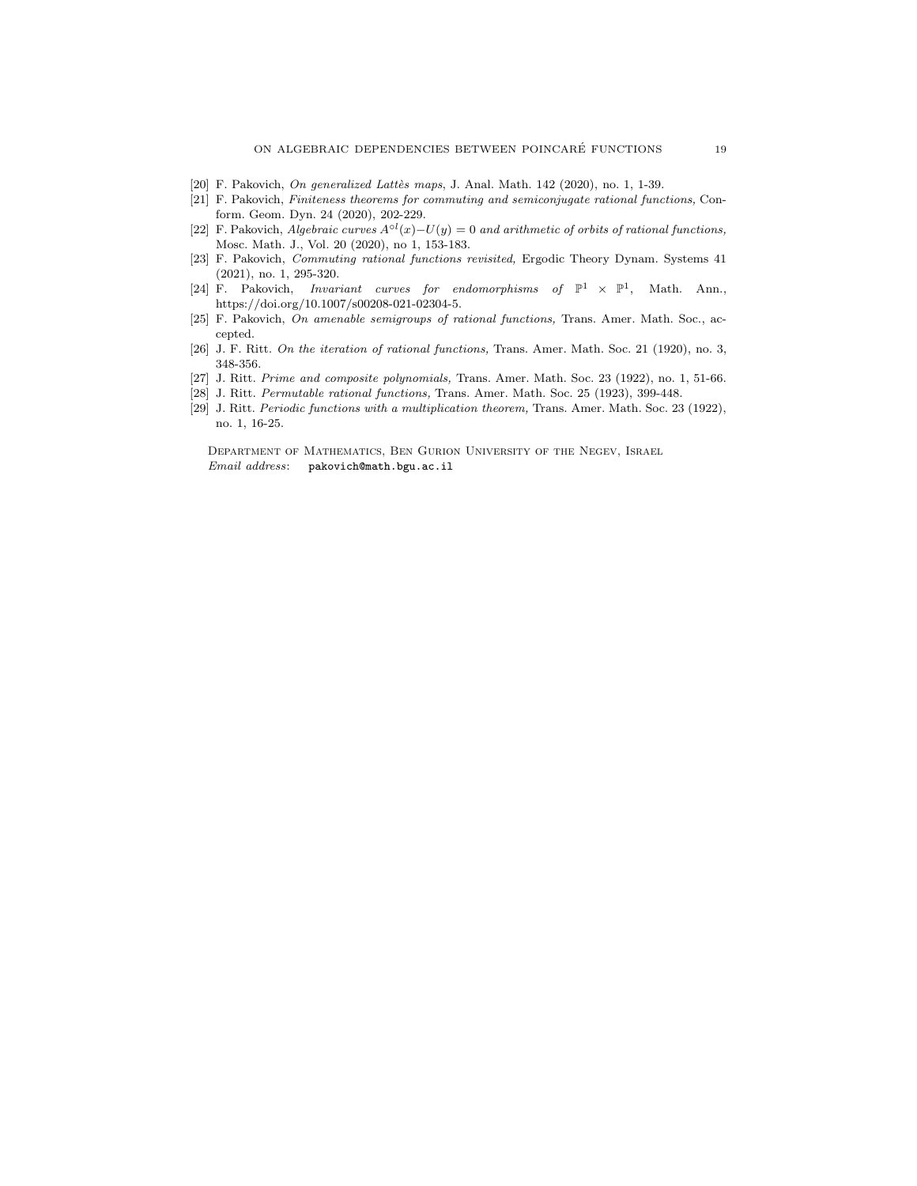[20] F. Pakovich, *On generalized Lattès maps*, J. Anal. Math. 142 (2020), no. 1, 1-39.

[21] F. Pakovich, *Finiteness theorems for commuting and semiconjugate rational functions,* Conform. Geom. Dyn. 24 (2020), 202-229.

[22] F. Pakovich, *Algebraic curves $A^{\circ l}(x)-U(y)=0$ and arithmetic of orbits of rational functions,* Mosc. Math. J., Vol. 20 (2020), no 1, 153-183.

[23] F. Pakovich, *Commuting rational functions revisited,* Ergodic Theory Dynam. Systems 41 (2021), no. 1, 295-320.

[24] F. Pakovich, *Invariant curves for endomorphisms of $\mathbb{P}^1 \times \mathbb{P}^1$*, Math. Ann., https://doi.org/10.1007/s00208-021-02304-5.

[25] F. Pakovich, *On amenable semigroups of rational functions,* Trans. Amer. Math. Soc., accepted.

[26] J. F. Ritt. *On the iteration of rational functions,* Trans. Amer. Math. Soc. 21 (1920), no. 3, 348-356.

[27] J. Ritt. *Prime and composite polynomials,* Trans. Amer. Math. Soc. 23 (1922), no. 1, 51-66.

[28] J. Ritt. *Permutable rational functions,* Trans. Amer. Math. Soc. 25 (1923), 399-448.

[29] J. Ritt. *Periodic functions with a multiplication theorem,* Trans. Amer. Math. Soc. 23 (1922), no. 1, 16-25.

Department of Mathematics, Ben Gurion University of the Negev, Israel

*Email address*: pakovich@math.bgu.ac.il